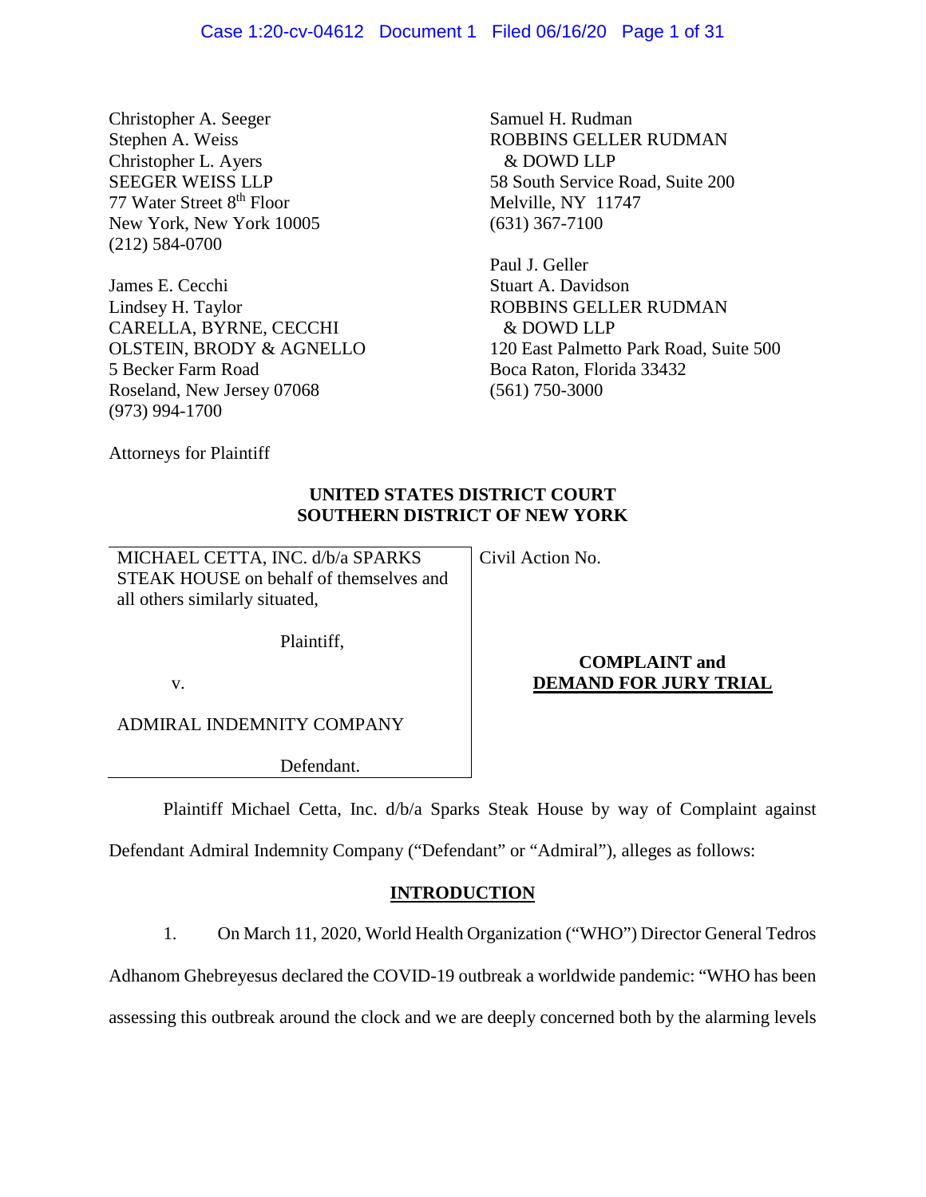Christopher A. Seeger
Stephen A. Weiss
Christopher L. Ayers
SEEGER WEISS LLP
77 Water Street 8th Floor
New York, New York 10005
(212) 584-0700

James E. Cecchi
Lindsey H. Taylor
CARELLA, BYRNE, CECCHI
OLSTEIN, BRODY & AGNELLO
5 Becker Farm Road
Roseland, New Jersey 07068
(973) 994-1700

Samuel H. Rudman
ROBBINS GELLER RUDMAN
& DOWD LLP
58 South Service Road, Suite 200
Melville, NY 11747
(631) 367-7100

Paul J. Geller
Stuart A. Davidson
ROBBINS GELLER RUDMAN
& DOWD LLP
120 East Palmetto Park Road, Suite 500
Boca Raton, Florida 33432
(561) 750-3000

Attorneys for Plaintiff

**UNITED STATES DISTRICT COURT**
**SOUTHERN DISTRICT OF NEW YORK**

MICHAEL CETTA, INC. d/b/a SPARKS STEAK HOUSE on behalf of themselves and all others similarly situated,

Plaintiff,

v.

ADMIRAL INDEMNITY COMPANY

Defendant.

Civil Action No.

**COMPLAINT and**
**DEMAND FOR JURY TRIAL**

Plaintiff Michael Cetta, Inc. d/b/a Sparks Steak House by way of Complaint against Defendant Admiral Indemnity Company ("Defendant" or "Admiral"), alleges as follows:

## INTRODUCTION

1. On March 11, 2020, World Health Organization ("WHO") Director General Tedros Adhanom Ghebreyesus declared the COVID-19 outbreak a worldwide pandemic: "WHO has been assessing this outbreak around the clock and we are deeply concerned both by the alarming levels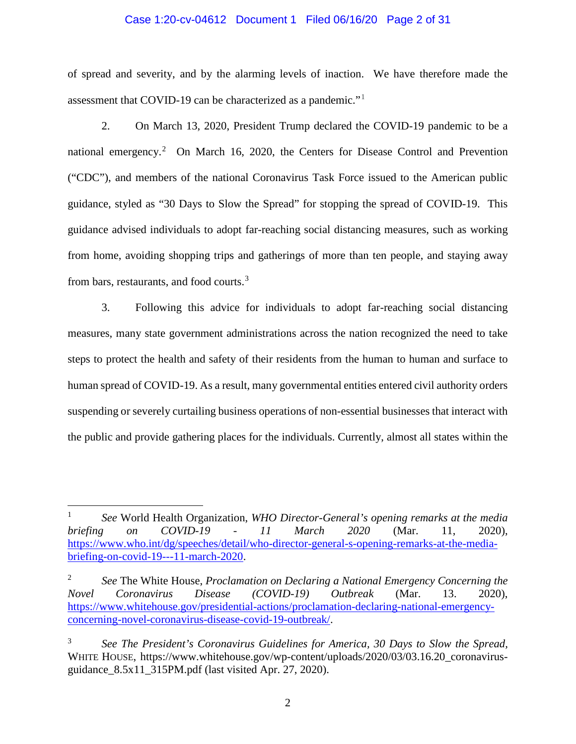of spread and severity, and by the alarming levels of inaction. We have therefore made the assessment that COVID-19 can be characterized as a pandemic."[1]

2. On March 13, 2020, President Trump declared the COVID-19 pandemic to be a national emergency.[2] On March 16, 2020, the Centers for Disease Control and Prevention ("CDC"), and members of the national Coronavirus Task Force issued to the American public guidance, styled as "30 Days to Slow the Spread" for stopping the spread of COVID-19. This guidance advised individuals to adopt far-reaching social distancing measures, such as working from home, avoiding shopping trips and gatherings of more than ten people, and staying away from bars, restaurants, and food courts.[3]

3. Following this advice for individuals to adopt far-reaching social distancing measures, many state government administrations across the nation recognized the need to take steps to protect the health and safety of their residents from the human to human and surface to human spread of COVID-19. As a result, many governmental entities entered civil authority orders suspending or severely curtailing business operations of non-essential businesses that interact with the public and provide gathering places for the individuals. Currently, almost all states within the

---

[1] *See* World Health Organization, *WHO Director-General's opening remarks at the media briefing on COVID-19 - 11 March 2020* (Mar. 11, 2020), https://www.who.int/dg/speeches/detail/who-director-general-s-opening-remarks-at-the-media-briefing-on-covid-19---11-march-2020.

[2] *See* The White House, *Proclamation on Declaring a National Emergency Concerning the Novel Coronavirus Disease (COVID-19) Outbreak* (Mar. 13. 2020), https://www.whitehouse.gov/presidential-actions/proclamation-declaring-national-emergency-concerning-novel-coronavirus-disease-covid-19-outbreak/.

[3] *See The President's Coronavirus Guidelines for America, 30 Days to Slow the Spread*, WHITE HOUSE, https://www.whitehouse.gov/wp-content/uploads/2020/03/03.16.20_coronavirus-guidance_8.5x11_315PM.pdf (last visited Apr. 27, 2020).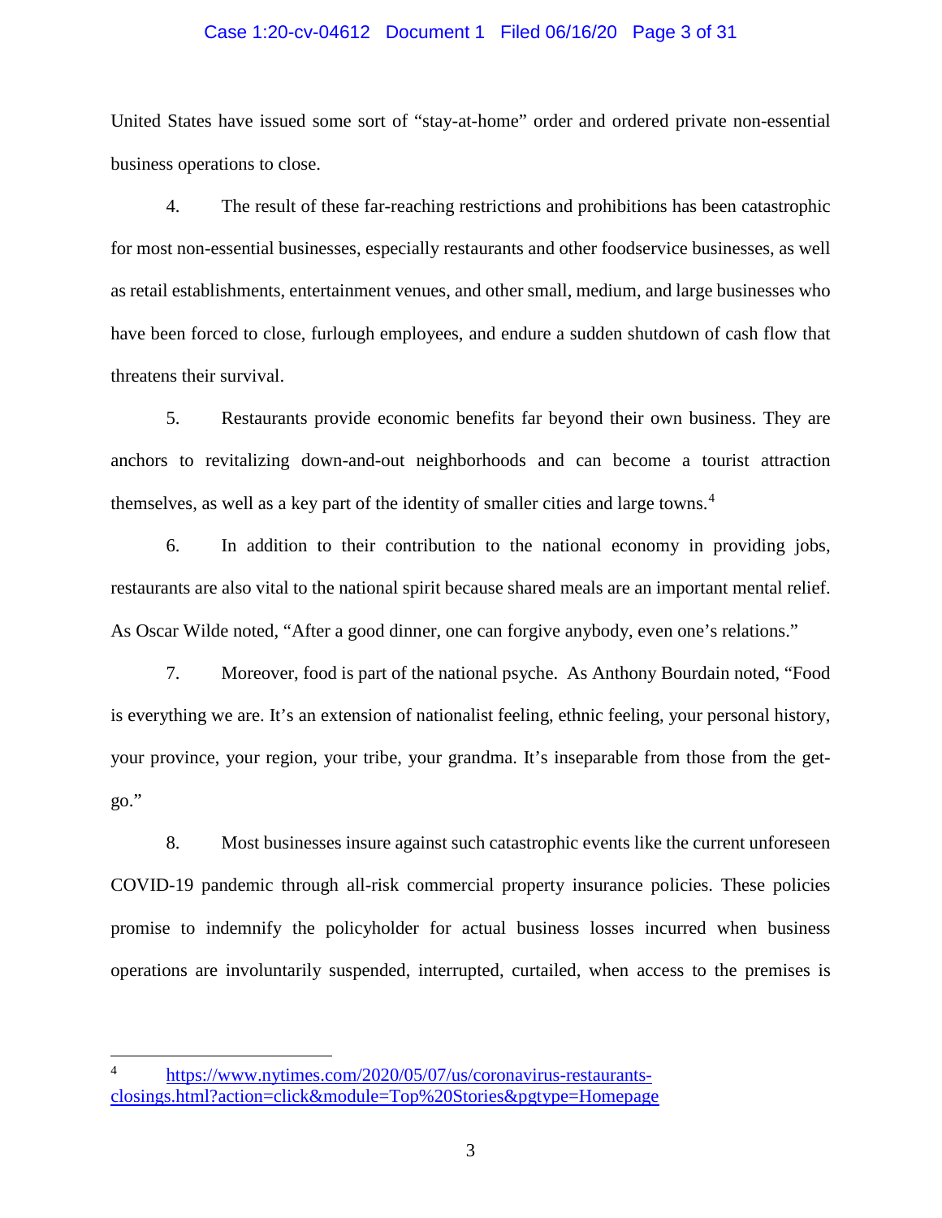United States have issued some sort of "stay-at-home" order and ordered private non-essential business operations to close.

4. The result of these far-reaching restrictions and prohibitions has been catastrophic for most non-essential businesses, especially restaurants and other foodservice businesses, as well as retail establishments, entertainment venues, and other small, medium, and large businesses who have been forced to close, furlough employees, and endure a sudden shutdown of cash flow that threatens their survival.

5. Restaurants provide economic benefits far beyond their own business. They are anchors to revitalizing down-and-out neighborhoods and can become a tourist attraction themselves, as well as a key part of the identity of smaller cities and large towns.[4]

6. In addition to their contribution to the national economy in providing jobs, restaurants are also vital to the national spirit because shared meals are an important mental relief. As Oscar Wilde noted, "After a good dinner, one can forgive anybody, even one's relations."

7. Moreover, food is part of the national psyche. As Anthony Bourdain noted, "Food is everything we are. It's an extension of nationalist feeling, ethnic feeling, your personal history, your province, your region, your tribe, your grandma. It's inseparable from those from the get-go."

8. Most businesses insure against such catastrophic events like the current unforeseen COVID-19 pandemic through all-risk commercial property insurance policies. These policies promise to indemnify the policyholder for actual business losses incurred when business operations are involuntarily suspended, interrupted, curtailed, when access to the premises is

---

[4] https://www.nytimes.com/2020/05/07/us/coronavirus-restaurants-closings.html?action=click&module=Top%20Stories&pgtype=Homepage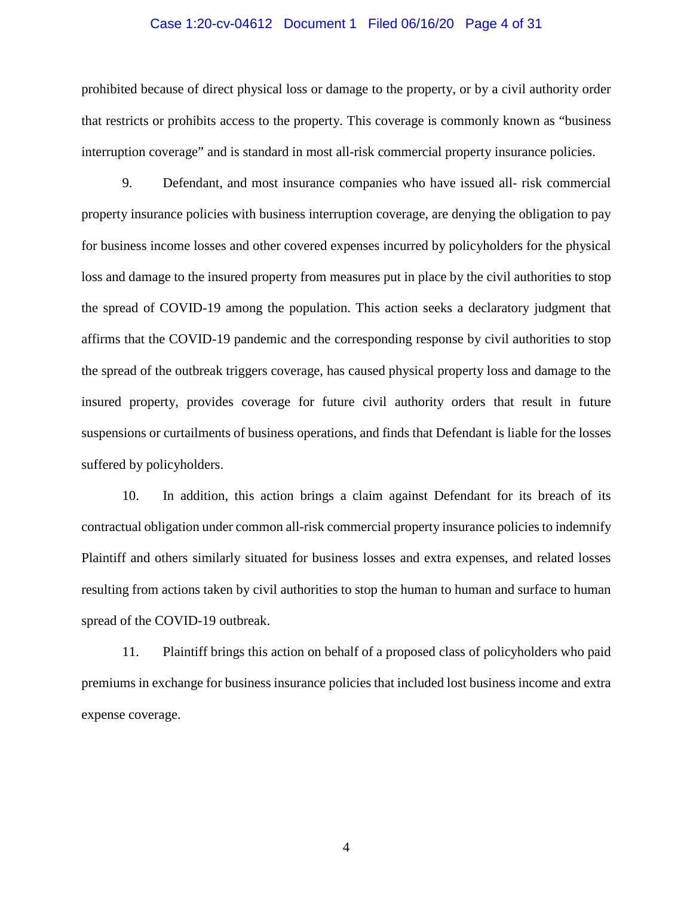prohibited because of direct physical loss or damage to the property, or by a civil authority order that restricts or prohibits access to the property. This coverage is commonly known as "business interruption coverage" and is standard in most all-risk commercial property insurance policies.

9. Defendant, and most insurance companies who have issued all- risk commercial property insurance policies with business interruption coverage, are denying the obligation to pay for business income losses and other covered expenses incurred by policyholders for the physical loss and damage to the insured property from measures put in place by the civil authorities to stop the spread of COVID-19 among the population. This action seeks a declaratory judgment that affirms that the COVID-19 pandemic and the corresponding response by civil authorities to stop the spread of the outbreak triggers coverage, has caused physical property loss and damage to the insured property, provides coverage for future civil authority orders that result in future suspensions or curtailments of business operations, and finds that Defendant is liable for the losses suffered by policyholders.

10. In addition, this action brings a claim against Defendant for its breach of its contractual obligation under common all-risk commercial property insurance policies to indemnify Plaintiff and others similarly situated for business losses and extra expenses, and related losses resulting from actions taken by civil authorities to stop the human to human and surface to human spread of the COVID-19 outbreak.

11. Plaintiff brings this action on behalf of a proposed class of policyholders who paid premiums in exchange for business insurance policies that included lost business income and extra expense coverage.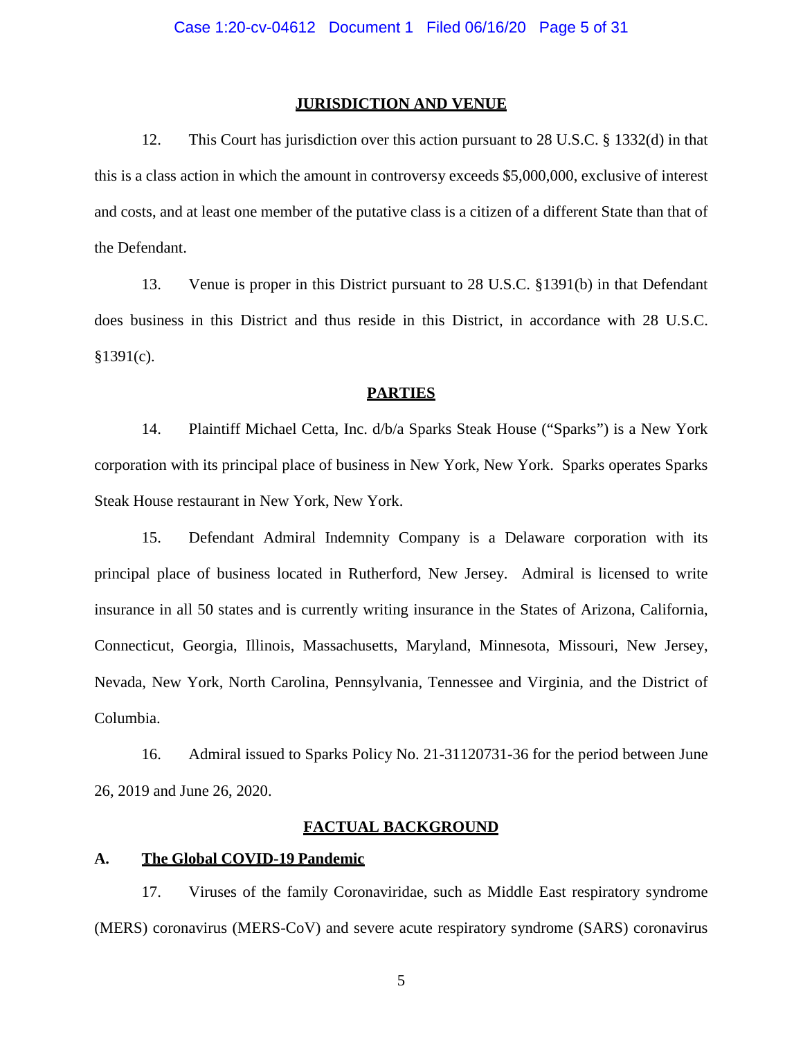## JURISDICTION AND VENUE

12. This Court has jurisdiction over this action pursuant to 28 U.S.C. § 1332(d) in that this is a class action in which the amount in controversy exceeds $5,000,000, exclusive of interest and costs, and at least one member of the putative class is a citizen of a different State than that of the Defendant.

13. Venue is proper in this District pursuant to 28 U.S.C. §1391(b) in that Defendant does business in this District and thus reside in this District, in accordance with 28 U.S.C. §1391(c).

## PARTIES

14. Plaintiff Michael Cetta, Inc. d/b/a Sparks Steak House ("Sparks") is a New York corporation with its principal place of business in New York, New York. Sparks operates Sparks Steak House restaurant in New York, New York.

15. Defendant Admiral Indemnity Company is a Delaware corporation with its principal place of business located in Rutherford, New Jersey. Admiral is licensed to write insurance in all 50 states and is currently writing insurance in the States of Arizona, California, Connecticut, Georgia, Illinois, Massachusetts, Maryland, Minnesota, Missouri, New Jersey, Nevada, New York, North Carolina, Pennsylvania, Tennessee and Virginia, and the District of Columbia.

16. Admiral issued to Sparks Policy No. 21-31120731-36 for the period between June 26, 2019 and June 26, 2020.

## FACTUAL BACKGROUND

### A. The Global COVID-19 Pandemic

17. Viruses of the family Coronaviridae, such as Middle East respiratory syndrome (MERS) coronavirus (MERS-CoV) and severe acute respiratory syndrome (SARS) coronavirus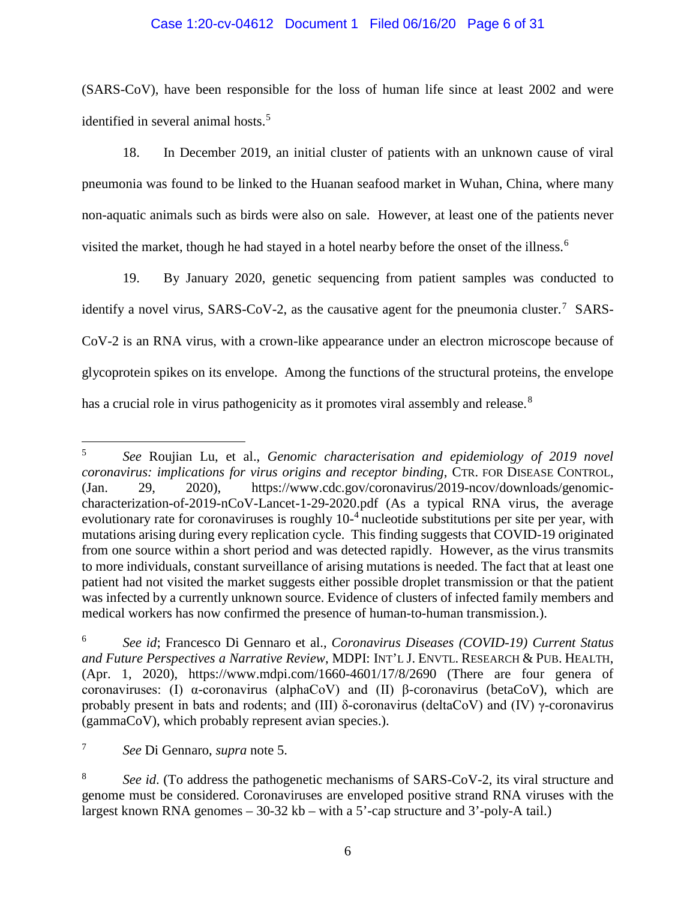(SARS-CoV), have been responsible for the loss of human life since at least 2002 and were identified in several animal hosts.[5]

18. In December 2019, an initial cluster of patients with an unknown cause of viral pneumonia was found to be linked to the Huanan seafood market in Wuhan, China, where many non-aquatic animals such as birds were also on sale. However, at least one of the patients never visited the market, though he had stayed in a hotel nearby before the onset of the illness.[6]

19. By January 2020, genetic sequencing from patient samples was conducted to identify a novel virus, SARS-CoV-2, as the causative agent for the pneumonia cluster.[7] SARS-CoV-2 is an RNA virus, with a crown-like appearance under an electron microscope because of glycoprotein spikes on its envelope. Among the functions of the structural proteins, the envelope has a crucial role in virus pathogenicity as it promotes viral assembly and release.[8]

---

[5] *See* Roujian Lu, et al., *Genomic characterisation and epidemiology of 2019 novel coronavirus: implications for virus origins and receptor binding*, CTR. FOR DISEASE CONTROL, (Jan. 29, 2020), https://www.cdc.gov/coronavirus/2019-ncov/downloads/genomic-characterization-of-2019-nCoV-Lancet-1-29-2020.pdf (As a typical RNA virus, the average evolutionary rate for coronaviruses is roughly $10^{-4}$ nucleotide substitutions per site per year, with mutations arising during every replication cycle. This finding suggests that COVID-19 originated from one source within a short period and was detected rapidly. However, as the virus transmits to more individuals, constant surveillance of arising mutations is needed. The fact that at least one patient had not visited the market suggests either possible droplet transmission or that the patient was infected by a currently unknown source. Evidence of clusters of infected family members and medical workers has now confirmed the presence of human-to-human transmission.).

[6] *See id*; Francesco Di Gennaro et al., *Coronavirus Diseases (COVID-19) Current Status and Future Perspectives a Narrative Review*, MDPI: INT'L J. ENVTL. RESEARCH & PUB. HEALTH, (Apr. 1, 2020), https://www.mdpi.com/1660-4601/17/8/2690 (There are four genera of coronaviruses: (I) α-coronavirus (alphaCoV) and (II) β-coronavirus (betaCoV), which are probably present in bats and rodents; and (III) δ-coronavirus (deltaCoV) and (IV) γ-coronavirus (gammaCoV), which probably represent avian species.).

[7] *See* Di Gennaro, *supra* note 5.

[8] *See id*. (To address the pathogenetic mechanisms of SARS-CoV-2, its viral structure and genome must be considered. Coronaviruses are enveloped positive strand RNA viruses with the largest known RNA genomes – 30-32 kb – with a 5'-cap structure and 3'-poly-A tail.)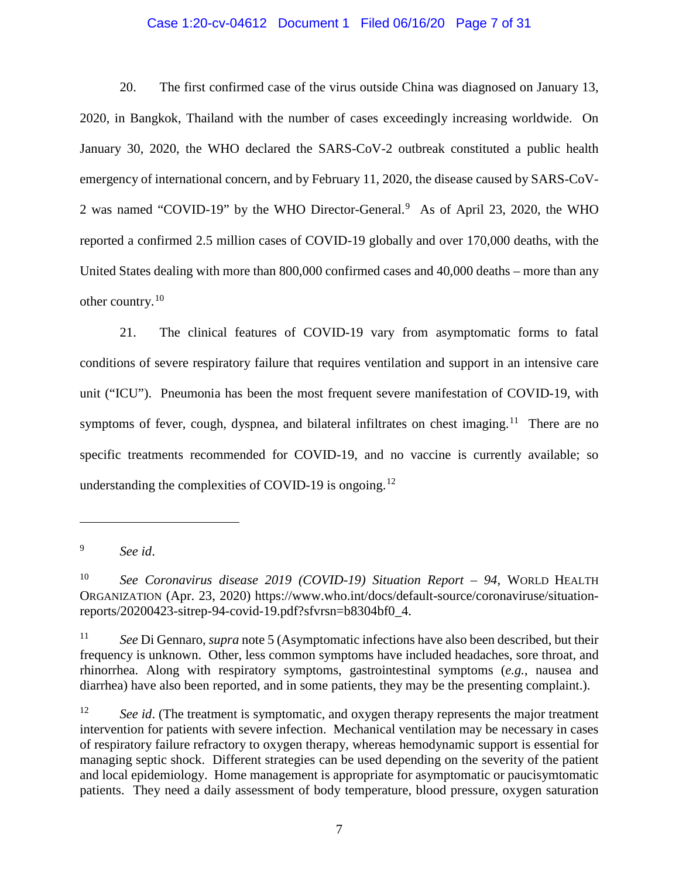20. The first confirmed case of the virus outside China was diagnosed on January 13, 2020, in Bangkok, Thailand with the number of cases exceedingly increasing worldwide. On January 30, 2020, the WHO declared the SARS-CoV-2 outbreak constituted a public health emergency of international concern, and by February 11, 2020, the disease caused by SARS-CoV-2 was named "COVID-19" by the WHO Director-General.[9] As of April 23, 2020, the WHO reported a confirmed 2.5 million cases of COVID-19 globally and over 170,000 deaths, with the United States dealing with more than 800,000 confirmed cases and 40,000 deaths – more than any other country.[10]

21. The clinical features of COVID-19 vary from asymptomatic forms to fatal conditions of severe respiratory failure that requires ventilation and support in an intensive care unit ("ICU"). Pneumonia has been the most frequent severe manifestation of COVID-19, with symptoms of fever, cough, dyspnea, and bilateral infiltrates on chest imaging.[11] There are no specific treatments recommended for COVID-19, and no vaccine is currently available; so understanding the complexities of COVID-19 is ongoing.[12]

---

[9] *See id*.

[10] *See Coronavirus disease 2019 (COVID-19) Situation Report – 94*, WORLD HEALTH ORGANIZATION (Apr. 23, 2020) https://www.who.int/docs/default-source/coronaviruse/situation-reports/20200423-sitrep-94-covid-19.pdf?sfvrsn=b8304bf0_4.

[11] *See* Di Gennaro, *supra* note 5 (Asymptomatic infections have also been described, but their frequency is unknown. Other, less common symptoms have included headaches, sore throat, and rhinorrhea. Along with respiratory symptoms, gastrointestinal symptoms (*e.g.*, nausea and diarrhea) have also been reported, and in some patients, they may be the presenting complaint.).

[12] *See id*. (The treatment is symptomatic, and oxygen therapy represents the major treatment intervention for patients with severe infection. Mechanical ventilation may be necessary in cases of respiratory failure refractory to oxygen therapy, whereas hemodynamic support is essential for managing septic shock. Different strategies can be used depending on the severity of the patient and local epidemiology. Home management is appropriate for asymptomatic or paucisymtomatic patients. They need a daily assessment of body temperature, blood pressure, oxygen saturation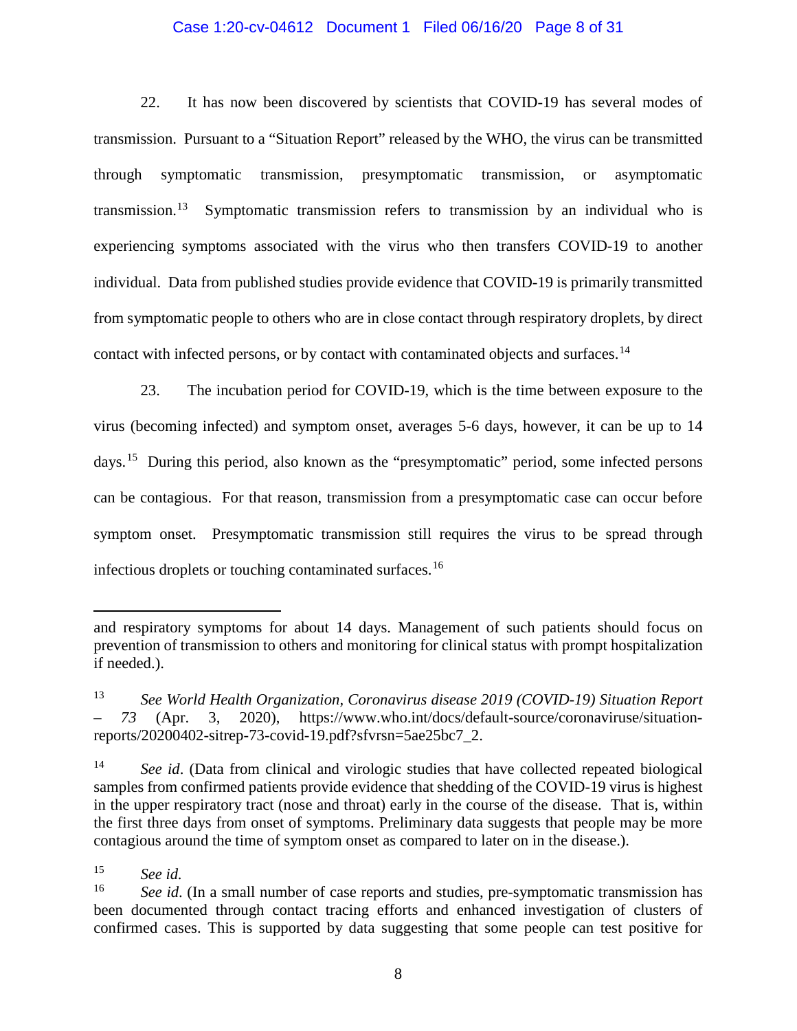22. It has now been discovered by scientists that COVID-19 has several modes of transmission. Pursuant to a "Situation Report" released by the WHO, the virus can be transmitted through symptomatic transmission, presymptomatic transmission, or asymptomatic transmission.[13] Symptomatic transmission refers to transmission by an individual who is experiencing symptoms associated with the virus who then transfers COVID-19 to another individual. Data from published studies provide evidence that COVID-19 is primarily transmitted from symptomatic people to others who are in close contact through respiratory droplets, by direct contact with infected persons, or by contact with contaminated objects and surfaces.[14]

23. The incubation period for COVID-19, which is the time between exposure to the virus (becoming infected) and symptom onset, averages 5-6 days, however, it can be up to 14 days.[15] During this period, also known as the "presymptomatic" period, some infected persons can be contagious. For that reason, transmission from a presymptomatic case can occur before symptom onset. Presymptomatic transmission still requires the virus to be spread through infectious droplets or touching contaminated surfaces.[16]

---

and respiratory symptoms for about 14 days. Management of such patients should focus on prevention of transmission to others and monitoring for clinical status with prompt hospitalization if needed.).

[13] *See World Health Organization, Coronavirus disease 2019 (COVID-19) Situation Report – 73* (Apr. 3, 2020), https://www.who.int/docs/default-source/coronaviruse/situation-reports/20200402-sitrep-73-covid-19.pdf?sfvrsn=5ae25bc7_2.

[14] *See id*. (Data from clinical and virologic studies that have collected repeated biological samples from confirmed patients provide evidence that shedding of the COVID-19 virus is highest in the upper respiratory tract (nose and throat) early in the course of the disease. That is, within the first three days from onset of symptoms. Preliminary data suggests that people may be more contagious around the time of symptom onset as compared to later on in the disease.).

[15] *See id.*

[16] *See id*. (In a small number of case reports and studies, pre-symptomatic transmission has been documented through contact tracing efforts and enhanced investigation of clusters of confirmed cases. This is supported by data suggesting that some people can test positive for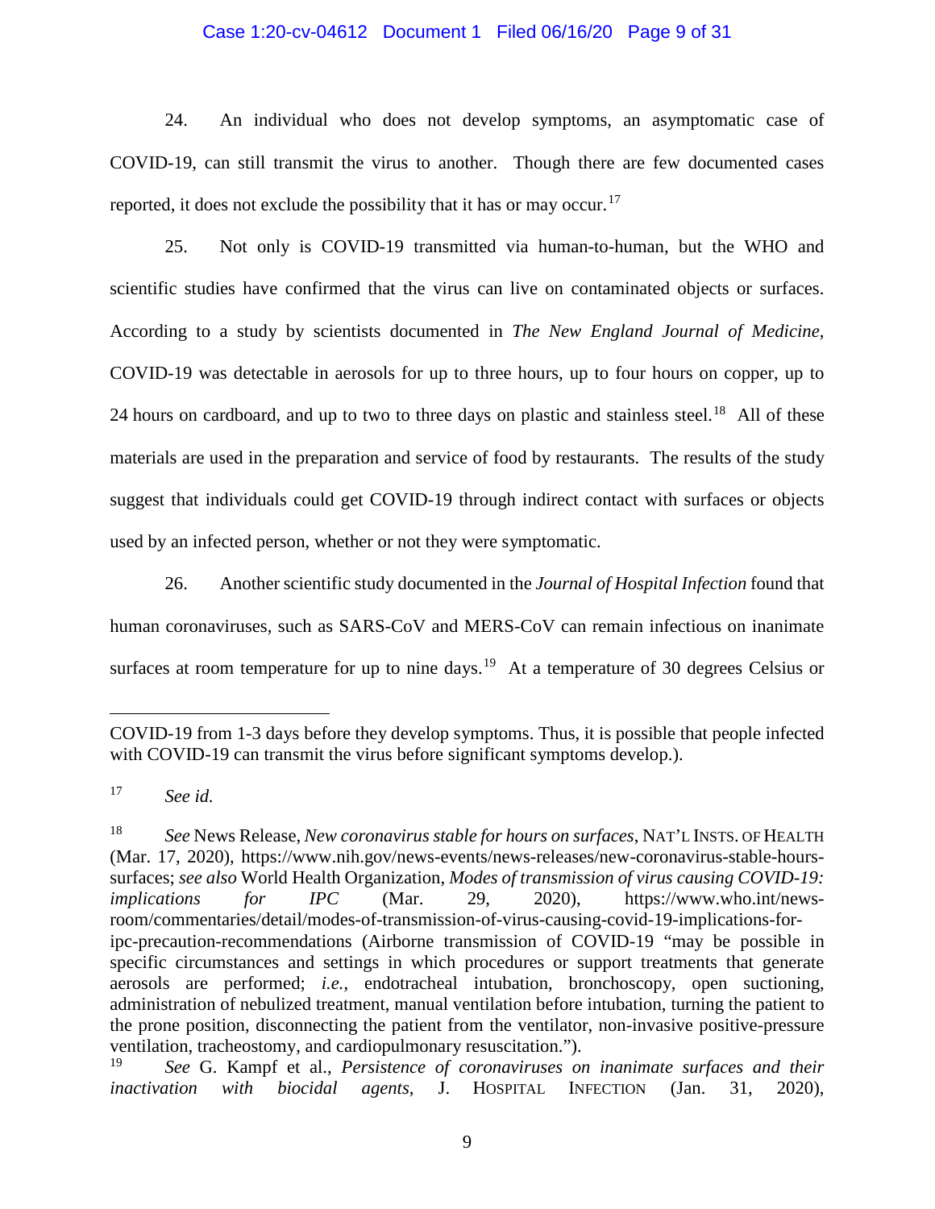24. An individual who does not develop symptoms, an asymptomatic case of COVID-19, can still transmit the virus to another. Though there are few documented cases reported, it does not exclude the possibility that it has or may occur.[17]

25. Not only is COVID-19 transmitted via human-to-human, but the WHO and scientific studies have confirmed that the virus can live on contaminated objects or surfaces. According to a study by scientists documented in *The New England Journal of Medicine*, COVID-19 was detectable in aerosols for up to three hours, up to four hours on copper, up to 24 hours on cardboard, and up to two to three days on plastic and stainless steel.[18] All of these materials are used in the preparation and service of food by restaurants. The results of the study suggest that individuals could get COVID-19 through indirect contact with surfaces or objects used by an infected person, whether or not they were symptomatic.

26. Another scientific study documented in the *Journal of Hospital Infection* found that human coronaviruses, such as SARS-CoV and MERS-CoV can remain infectious on inanimate surfaces at room temperature for up to nine days.[19] At a temperature of 30 degrees Celsius or

---

COVID-19 from 1-3 days before they develop symptoms. Thus, it is possible that people infected with COVID-19 can transmit the virus before significant symptoms develop.).

[17] *See id.*

[18] *See* News Release, *New coronavirus stable for hours on surfaces*, NAT'L INSTS. OF HEALTH (Mar. 17, 2020), https://www.nih.gov/news-events/news-releases/new-coronavirus-stable-hours-surfaces; *see also* World Health Organization, *Modes of transmission of virus causing COVID-19: implications for IPC* (Mar. 29, 2020), https://www.who.int/news-room/commentaries/detail/modes-of-transmission-of-virus-causing-covid-19-implications-for-ipc-precaution-recommendations (Airborne transmission of COVID-19 "may be possible in specific circumstances and settings in which procedures or support treatments that generate aerosols are performed; *i.e.*, endotracheal intubation, bronchoscopy, open suctioning, administration of nebulized treatment, manual ventilation before intubation, turning the patient to the prone position, disconnecting the patient from the ventilator, non-invasive positive-pressure ventilation, tracheostomy, and cardiopulmonary resuscitation.").

[19] *See* G. Kampf et al., *Persistence of coronaviruses on inanimate surfaces and their inactivation with biocidal agents*, J. HOSPITAL INFECTION (Jan. 31, 2020),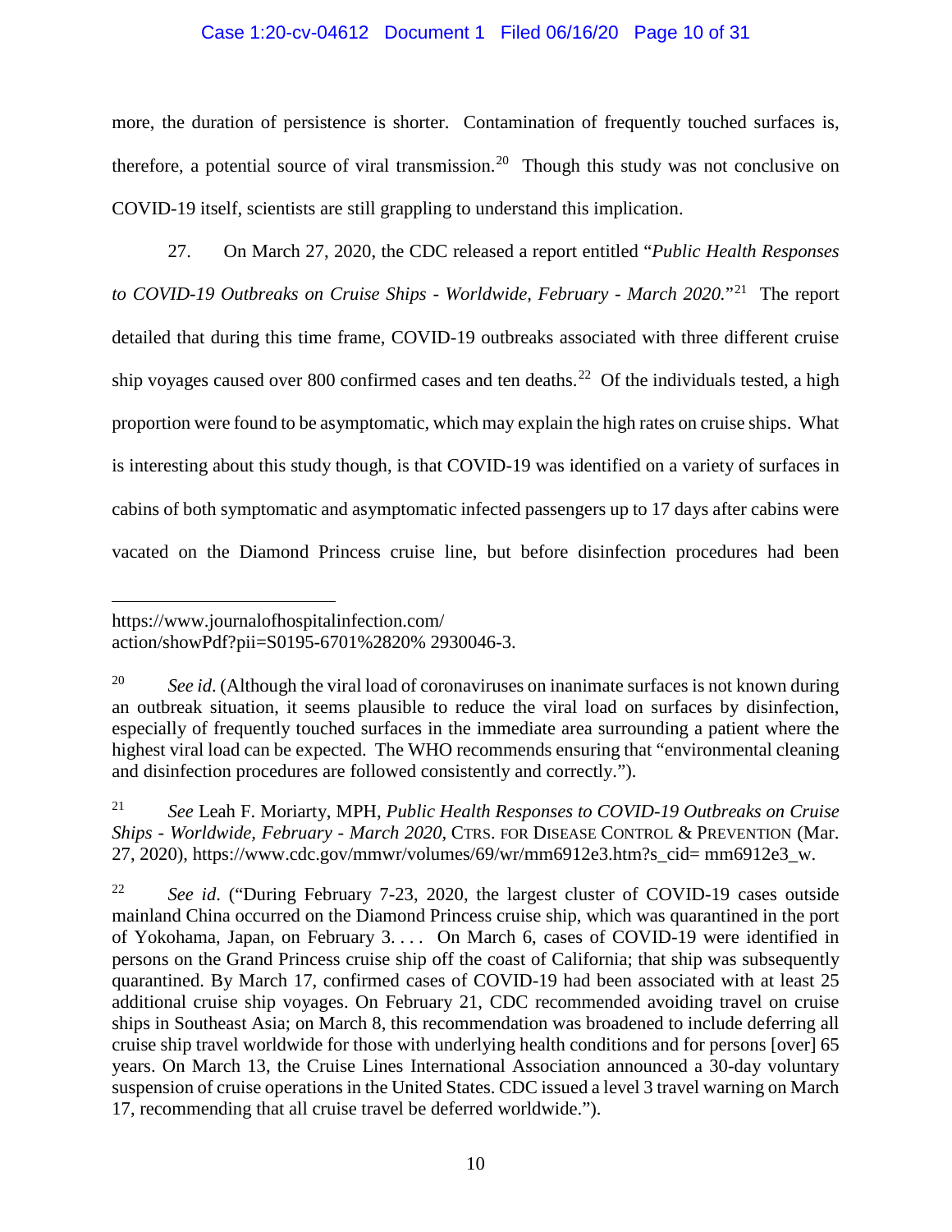more, the duration of persistence is shorter. Contamination of frequently touched surfaces is, therefore, a potential source of viral transmission.[20] Though this study was not conclusive on COVID-19 itself, scientists are still grappling to understand this implication.

27. On March 27, 2020, the CDC released a report entitled "*Public Health Responses to COVID-19 Outbreaks on Cruise Ships - Worldwide, February - March 2020.*"[21] The report detailed that during this time frame, COVID-19 outbreaks associated with three different cruise ship voyages caused over 800 confirmed cases and ten deaths.[22] Of the individuals tested, a high proportion were found to be asymptomatic, which may explain the high rates on cruise ships. What is interesting about this study though, is that COVID-19 was identified on a variety of surfaces in cabins of both symptomatic and asymptomatic infected passengers up to 17 days after cabins were vacated on the Diamond Princess cruise line, but before disinfection procedures had been

---

https://www.journalofhospitalinfection.com/action/showPdf?pii=S0195-6701%2820% 2930046-3.

[20] *See id*. (Although the viral load of coronaviruses on inanimate surfaces is not known during an outbreak situation, it seems plausible to reduce the viral load on surfaces by disinfection, especially of frequently touched surfaces in the immediate area surrounding a patient where the highest viral load can be expected. The WHO recommends ensuring that "environmental cleaning and disinfection procedures are followed consistently and correctly.").

[21] *See* Leah F. Moriarty, MPH, *Public Health Responses to COVID-19 Outbreaks on Cruise Ships - Worldwide, February - March 2020*, CTRS. FOR DISEASE CONTROL & PREVENTION (Mar. 27, 2020), https://www.cdc.gov/mmwr/volumes/69/wr/mm6912e3.htm?s_cid= mm6912e3_w.

[22] *See id*. ("During February 7-23, 2020, the largest cluster of COVID-19 cases outside mainland China occurred on the Diamond Princess cruise ship, which was quarantined in the port of Yokohama, Japan, on February 3. . . . On March 6, cases of COVID-19 were identified in persons on the Grand Princess cruise ship off the coast of California; that ship was subsequently quarantined. By March 17, confirmed cases of COVID-19 had been associated with at least 25 additional cruise ship voyages. On February 21, CDC recommended avoiding travel on cruise ships in Southeast Asia; on March 8, this recommendation was broadened to include deferring all cruise ship travel worldwide for those with underlying health conditions and for persons [over] 65 years. On March 13, the Cruise Lines International Association announced a 30-day voluntary suspension of cruise operations in the United States. CDC issued a level 3 travel warning on March 17, recommending that all cruise travel be deferred worldwide.").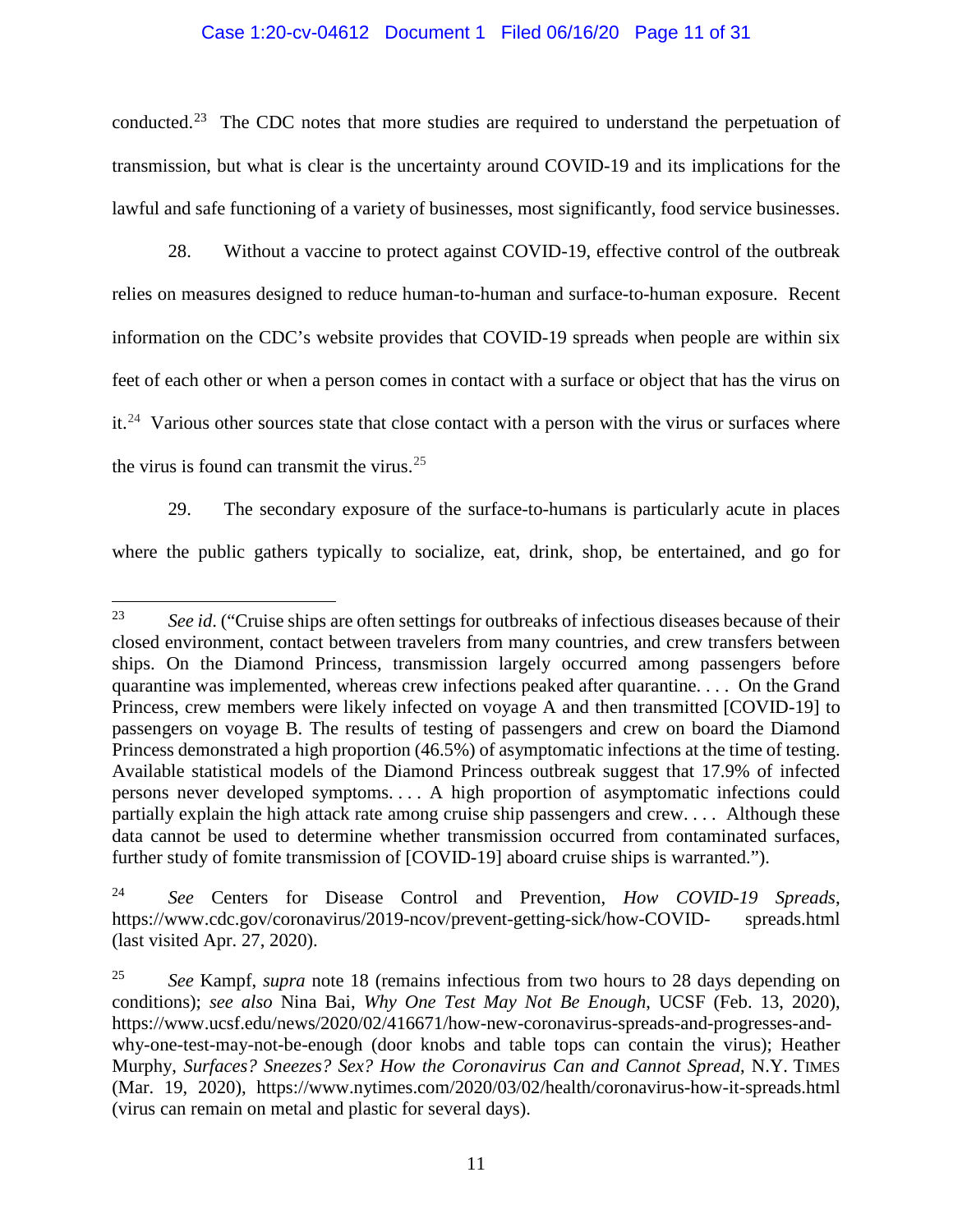conducted.[23] The CDC notes that more studies are required to understand the perpetuation of transmission, but what is clear is the uncertainty around COVID-19 and its implications for the lawful and safe functioning of a variety of businesses, most significantly, food service businesses.

28. Without a vaccine to protect against COVID-19, effective control of the outbreak relies on measures designed to reduce human-to-human and surface-to-human exposure. Recent information on the CDC's website provides that COVID-19 spreads when people are within six feet of each other or when a person comes in contact with a surface or object that has the virus on it.[24] Various other sources state that close contact with a person with the virus or surfaces where the virus is found can transmit the virus.[25]

29. The secondary exposure of the surface-to-humans is particularly acute in places where the public gathers typically to socialize, eat, drink, shop, be entertained, and go for

---

[23] *See id*. ("Cruise ships are often settings for outbreaks of infectious diseases because of their closed environment, contact between travelers from many countries, and crew transfers between ships. On the Diamond Princess, transmission largely occurred among passengers before quarantine was implemented, whereas crew infections peaked after quarantine. . . . On the Grand Princess, crew members were likely infected on voyage A and then transmitted [COVID-19] to passengers on voyage B. The results of testing of passengers and crew on board the Diamond Princess demonstrated a high proportion (46.5%) of asymptomatic infections at the time of testing. Available statistical models of the Diamond Princess outbreak suggest that 17.9% of infected persons never developed symptoms. . . . A high proportion of asymptomatic infections could partially explain the high attack rate among cruise ship passengers and crew. . . . Although these data cannot be used to determine whether transmission occurred from contaminated surfaces, further study of fomite transmission of [COVID-19] aboard cruise ships is warranted.").

[24] *See* Centers for Disease Control and Prevention, *How COVID-19 Spreads*, https://www.cdc.gov/coronavirus/2019-ncov/prevent-getting-sick/how-COVID- spreads.html (last visited Apr. 27, 2020).

[25] *See* Kampf, *supra* note 18 (remains infectious from two hours to 28 days depending on conditions); *see also* Nina Bai, *Why One Test May Not Be Enough*, UCSF (Feb. 13, 2020), https://www.ucsf.edu/news/2020/02/416671/how-new-coronavirus-spreads-and-progresses-and-why-one-test-may-not-be-enough (door knobs and table tops can contain the virus); Heather Murphy, *Surfaces? Sneezes? Sex? How the Coronavirus Can and Cannot Spread*, N.Y. TIMES (Mar. 19, 2020), https://www.nytimes.com/2020/03/02/health/coronavirus-how-it-spreads.html (virus can remain on metal and plastic for several days).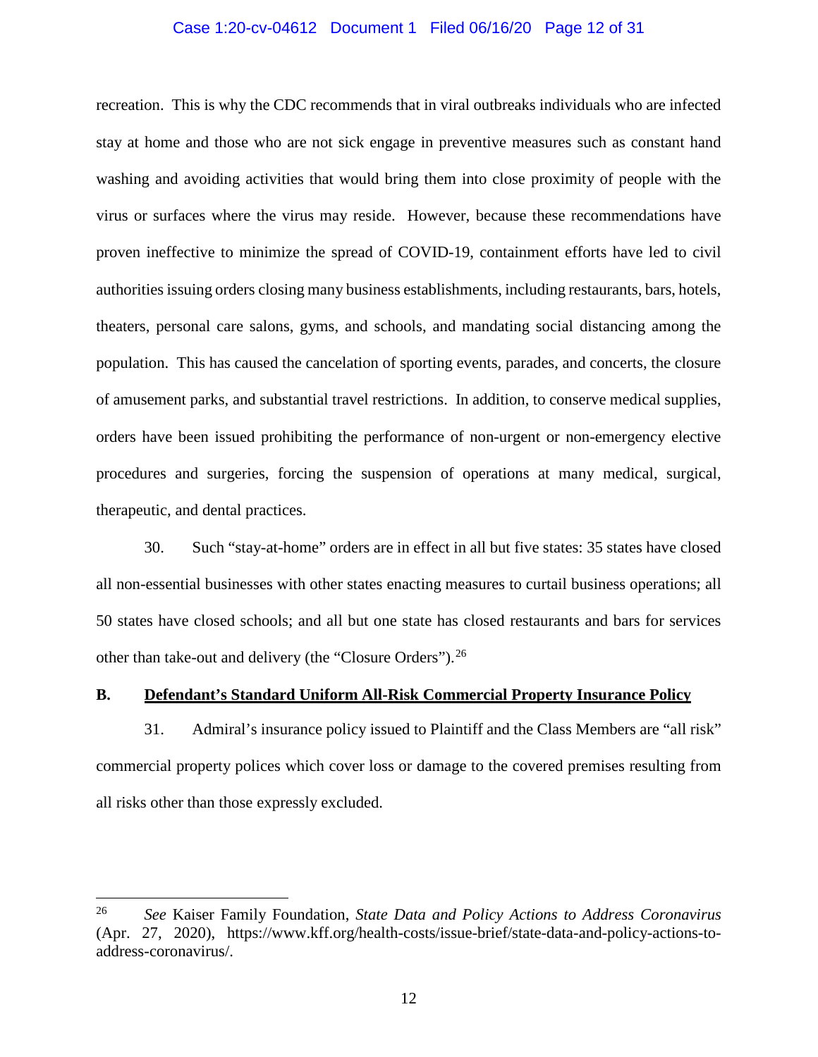recreation. This is why the CDC recommends that in viral outbreaks individuals who are infected stay at home and those who are not sick engage in preventive measures such as constant hand washing and avoiding activities that would bring them into close proximity of people with the virus or surfaces where the virus may reside. However, because these recommendations have proven ineffective to minimize the spread of COVID-19, containment efforts have led to civil authorities issuing orders closing many business establishments, including restaurants, bars, hotels, theaters, personal care salons, gyms, and schools, and mandating social distancing among the population. This has caused the cancelation of sporting events, parades, and concerts, the closure of amusement parks, and substantial travel restrictions. In addition, to conserve medical supplies, orders have been issued prohibiting the performance of non-urgent or non-emergency elective procedures and surgeries, forcing the suspension of operations at many medical, surgical, therapeutic, and dental practices.

30. Such "stay-at-home" orders are in effect in all but five states: 35 states have closed all non-essential businesses with other states enacting measures to curtail business operations; all 50 states have closed schools; and all but one state has closed restaurants and bars for services other than take-out and delivery (the "Closure Orders").[26]

**B. <u>Defendant's Standard Uniform All-Risk Commercial Property Insurance Policy</u>**

31. Admiral's insurance policy issued to Plaintiff and the Class Members are "all risk" commercial property polices which cover loss or damage to the covered premises resulting from all risks other than those expressly excluded.

---

[26] *See* Kaiser Family Foundation, *State Data and Policy Actions to Address Coronavirus* (Apr. 27, 2020), https://www.kff.org/health-costs/issue-brief/state-data-and-policy-actions-to-address-coronavirus/.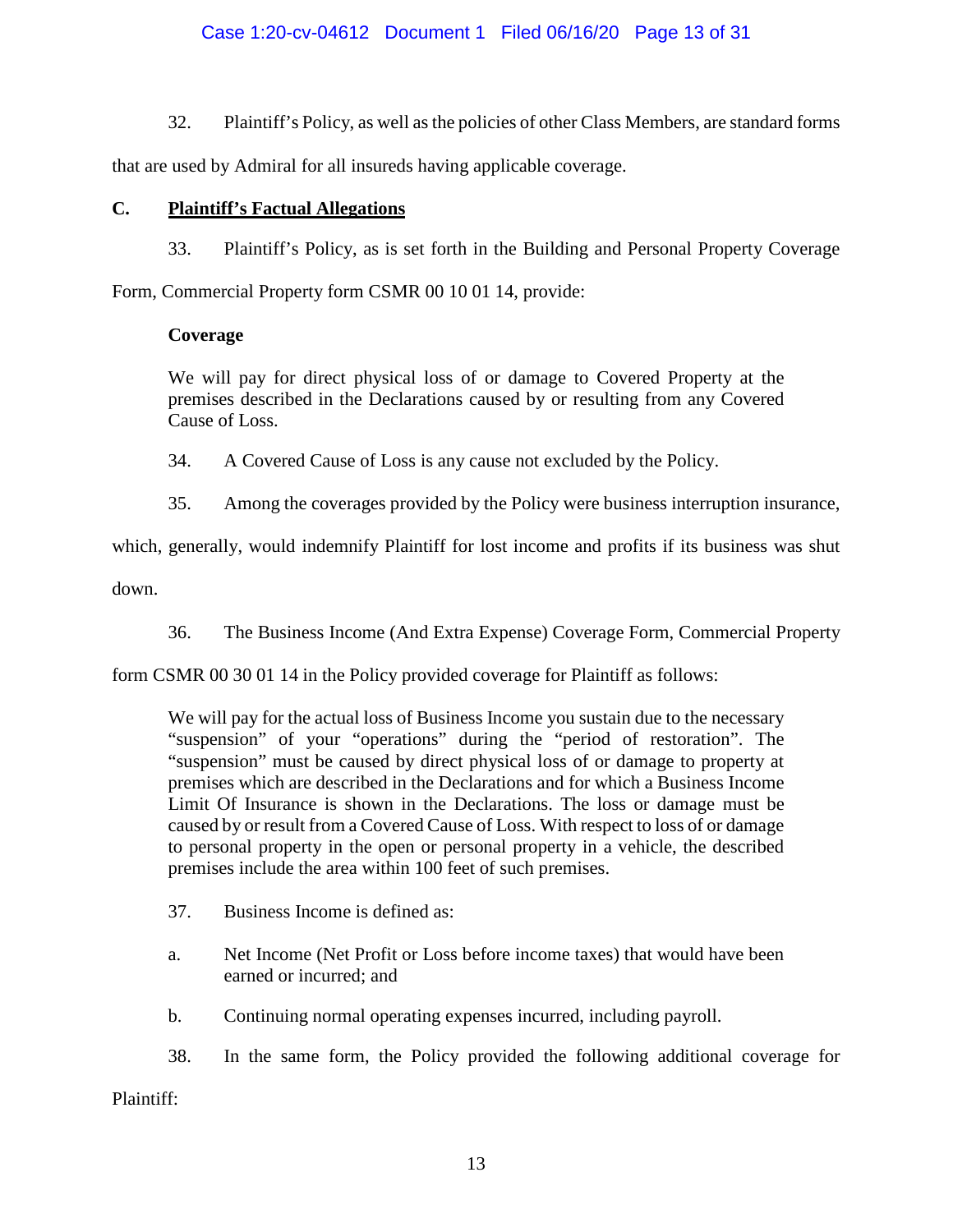32. Plaintiff's Policy, as well as the policies of other Class Members, are standard forms that are used by Admiral for all insureds having applicable coverage.

### C. **<u>Plaintiff's Factual Allegations</u>**

33. Plaintiff's Policy, as is set forth in the Building and Personal Property Coverage Form, Commercial Property form CSMR 00 10 01 14, provide:

> **Coverage**
>
> We will pay for direct physical loss of or damage to Covered Property at the premises described in the Declarations caused by or resulting from any Covered Cause of Loss.

34. A Covered Cause of Loss is any cause not excluded by the Policy.

35. Among the coverages provided by the Policy were business interruption insurance, which, generally, would indemnify Plaintiff for lost income and profits if its business was shut down.

36. The Business Income (And Extra Expense) Coverage Form, Commercial Property form CSMR 00 30 01 14 in the Policy provided coverage for Plaintiff as follows:

> We will pay for the actual loss of Business Income you sustain due to the necessary "suspension" of your "operations" during the "period of restoration". The "suspension" must be caused by direct physical loss of or damage to property at premises which are described in the Declarations and for which a Business Income Limit Of Insurance is shown in the Declarations. The loss or damage must be caused by or result from a Covered Cause of Loss. With respect to loss of or damage to personal property in the open or personal property in a vehicle, the described premises include the area within 100 feet of such premises.

37. Business Income is defined as:

a. Net Income (Net Profit or Loss before income taxes) that would have been earned or incurred; and

b. Continuing normal operating expenses incurred, including payroll.

38. In the same form, the Policy provided the following additional coverage for Plaintiff: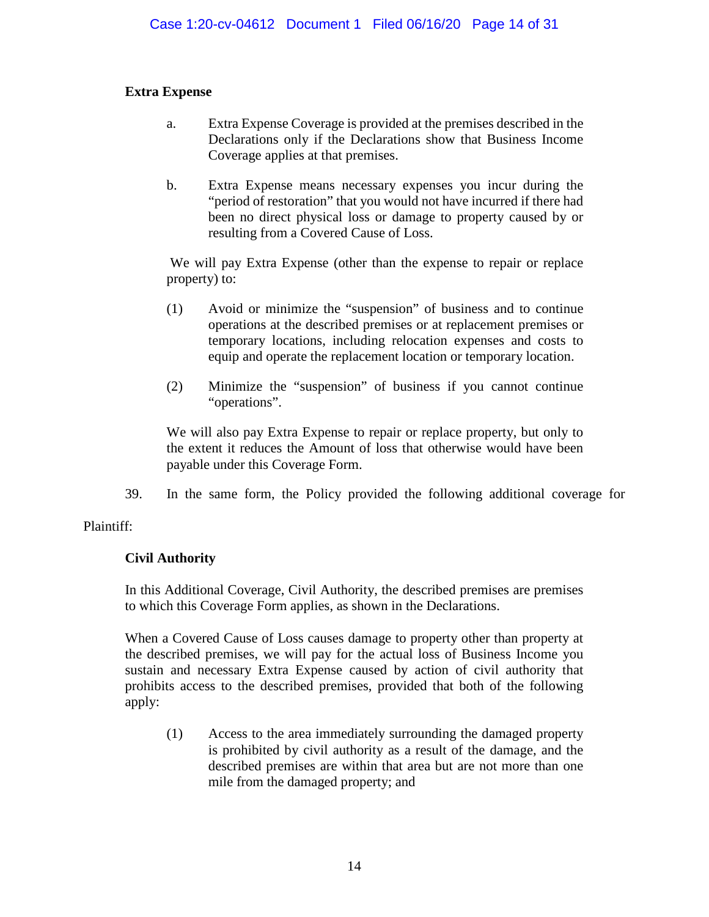**Extra Expense**

a. Extra Expense Coverage is provided at the premises described in the Declarations only if the Declarations show that Business Income Coverage applies at that premises.

b. Extra Expense means necessary expenses you incur during the "period of restoration" that you would not have incurred if there had been no direct physical loss or damage to property caused by or resulting from a Covered Cause of Loss.

We will pay Extra Expense (other than the expense to repair or replace property) to:

(1) Avoid or minimize the "suspension" of business and to continue operations at the described premises or at replacement premises or temporary locations, including relocation expenses and costs to equip and operate the replacement location or temporary location.

(2) Minimize the "suspension" of business if you cannot continue "operations".

We will also pay Extra Expense to repair or replace property, but only to the extent it reduces the Amount of loss that otherwise would have been payable under this Coverage Form.

39. In the same form, the Policy provided the following additional coverage for Plaintiff:

**Civil Authority**

In this Additional Coverage, Civil Authority, the described premises are premises to which this Coverage Form applies, as shown in the Declarations.

When a Covered Cause of Loss causes damage to property other than property at the described premises, we will pay for the actual loss of Business Income you sustain and necessary Extra Expense caused by action of civil authority that prohibits access to the described premises, provided that both of the following apply:

(1) Access to the area immediately surrounding the damaged property is prohibited by civil authority as a result of the damage, and the described premises are within that area but are not more than one mile from the damaged property; and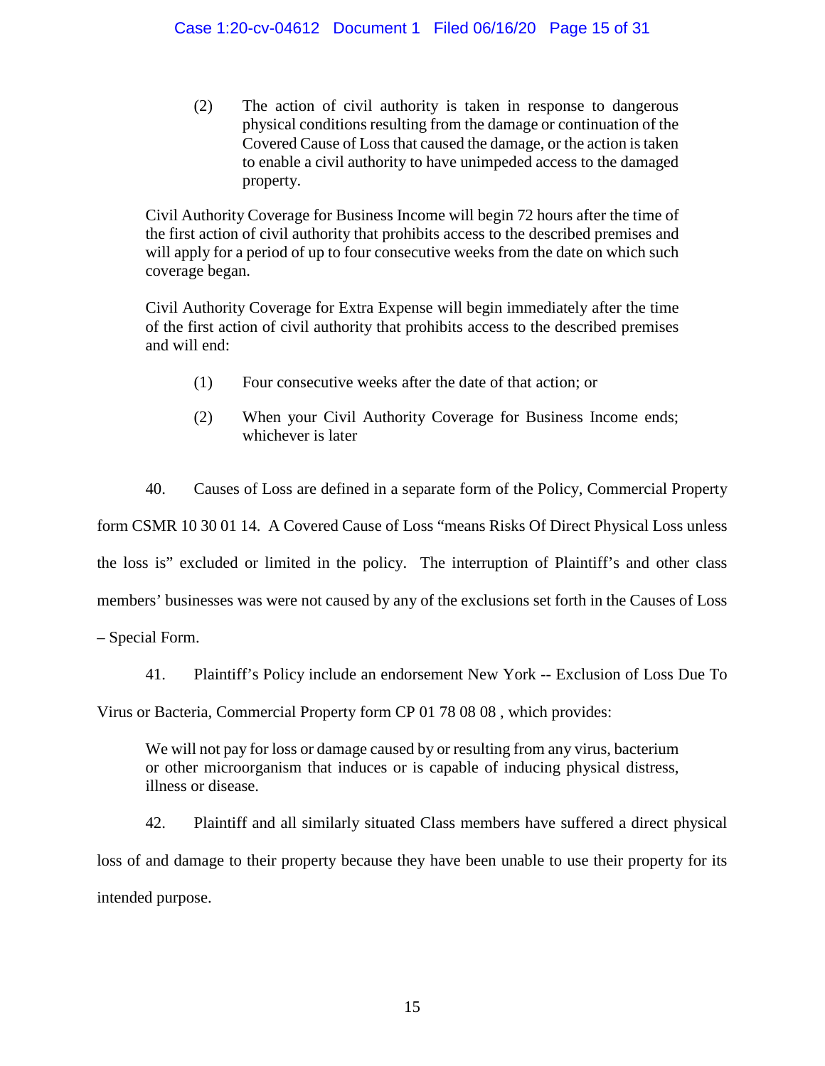> (2) The action of civil authority is taken in response to dangerous physical conditions resulting from the damage or continuation of the Covered Cause of Loss that caused the damage, or the action is taken to enable a civil authority to have unimpeded access to the damaged property.
>
> Civil Authority Coverage for Business Income will begin 72 hours after the time of the first action of civil authority that prohibits access to the described premises and will apply for a period of up to four consecutive weeks from the date on which such coverage began.
>
> Civil Authority Coverage for Extra Expense will begin immediately after the time of the first action of civil authority that prohibits access to the described premises and will end:
>
> (1) Four consecutive weeks after the date of that action; or
>
> (2) When your Civil Authority Coverage for Business Income ends; whichever is later

40. Causes of Loss are defined in a separate form of the Policy, Commercial Property form CSMR 10 30 01 14. A Covered Cause of Loss "means Risks Of Direct Physical Loss unless the loss is" excluded or limited in the policy. The interruption of Plaintiff's and other class members' businesses was were not caused by any of the exclusions set forth in the Causes of Loss – Special Form.

41. Plaintiff's Policy include an endorsement New York -- Exclusion of Loss Due To Virus or Bacteria, Commercial Property form CP 01 78 08 08 , which provides:

> We will not pay for loss or damage caused by or resulting from any virus, bacterium or other microorganism that induces or is capable of inducing physical distress, illness or disease.

42. Plaintiff and all similarly situated Class members have suffered a direct physical loss of and damage to their property because they have been unable to use their property for its intended purpose.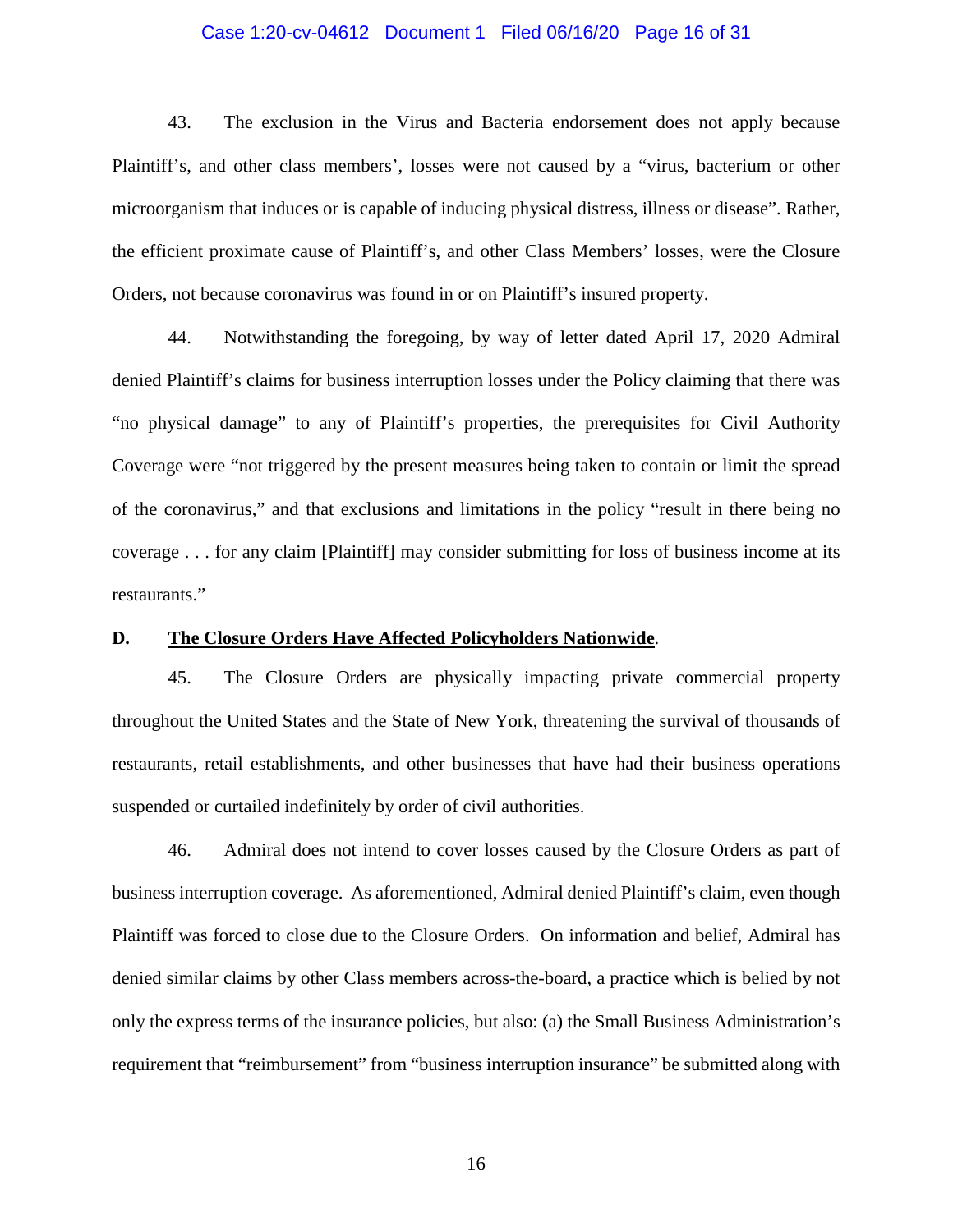43. The exclusion in the Virus and Bacteria endorsement does not apply because Plaintiff's, and other class members', losses were not caused by a "virus, bacterium or other microorganism that induces or is capable of inducing physical distress, illness or disease". Rather, the efficient proximate cause of Plaintiff's, and other Class Members' losses, were the Closure Orders, not because coronavirus was found in or on Plaintiff's insured property.

44. Notwithstanding the foregoing, by way of letter dated April 17, 2020 Admiral denied Plaintiff's claims for business interruption losses under the Policy claiming that there was "no physical damage" to any of Plaintiff's properties, the prerequisites for Civil Authority Coverage were "not triggered by the present measures being taken to contain or limit the spread of the coronavirus," and that exclusions and limitations in the policy "result in there being no coverage . . . for any claim [Plaintiff] may consider submitting for loss of business income at its restaurants."

**D. <u>The Closure Orders Have Affected Policyholders Nationwide</u>.**

45. The Closure Orders are physically impacting private commercial property throughout the United States and the State of New York, threatening the survival of thousands of restaurants, retail establishments, and other businesses that have had their business operations suspended or curtailed indefinitely by order of civil authorities.

46. Admiral does not intend to cover losses caused by the Closure Orders as part of business interruption coverage. As aforementioned, Admiral denied Plaintiff's claim, even though Plaintiff was forced to close due to the Closure Orders. On information and belief, Admiral has denied similar claims by other Class members across-the-board, a practice which is belied by not only the express terms of the insurance policies, but also: (a) the Small Business Administration's requirement that "reimbursement" from "business interruption insurance" be submitted along with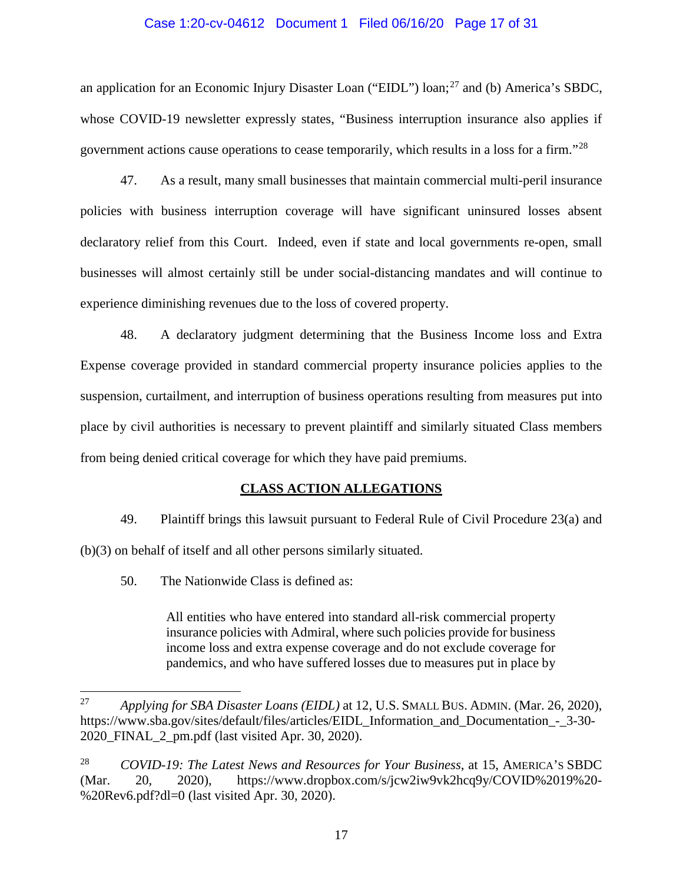an application for an Economic Injury Disaster Loan ("EIDL") loan;[27] and (b) America's SBDC, whose COVID-19 newsletter expressly states, "Business interruption insurance also applies if government actions cause operations to cease temporarily, which results in a loss for a firm."[28]

47. As a result, many small businesses that maintain commercial multi-peril insurance policies with business interruption coverage will have significant uninsured losses absent declaratory relief from this Court. Indeed, even if state and local governments re-open, small businesses will almost certainly still be under social-distancing mandates and will continue to experience diminishing revenues due to the loss of covered property.

48. A declaratory judgment determining that the Business Income loss and Extra Expense coverage provided in standard commercial property insurance policies applies to the suspension, curtailment, and interruption of business operations resulting from measures put into place by civil authorities is necessary to prevent plaintiff and similarly situated Class members from being denied critical coverage for which they have paid premiums.

## CLASS ACTION ALLEGATIONS

49. Plaintiff brings this lawsuit pursuant to Federal Rule of Civil Procedure 23(a) and (b)(3) on behalf of itself and all other persons similarly situated.

50. The Nationwide Class is defined as:

> All entities who have entered into standard all-risk commercial property insurance policies with Admiral, where such policies provide for business income loss and extra expense coverage and do not exclude coverage for pandemics, and who have suffered losses due to measures put in place by

---

[27] *Applying for SBA Disaster Loans (EIDL)* at 12, U.S. SMALL BUS. ADMIN. (Mar. 26, 2020), https://www.sba.gov/sites/default/files/articles/EIDL_Information_and_Documentation_-_3-30-2020_FINAL_2_pm.pdf (last visited Apr. 30, 2020).

[28] *COVID-19: The Latest News and Resources for Your Business*, at 15, AMERICA'S SBDC (Mar. 20, 2020), https://www.dropbox.com/s/jcw2iw9vk2hcq9y/COVID%2019%20-%20Rev6.pdf?dl=0 (last visited Apr. 30, 2020).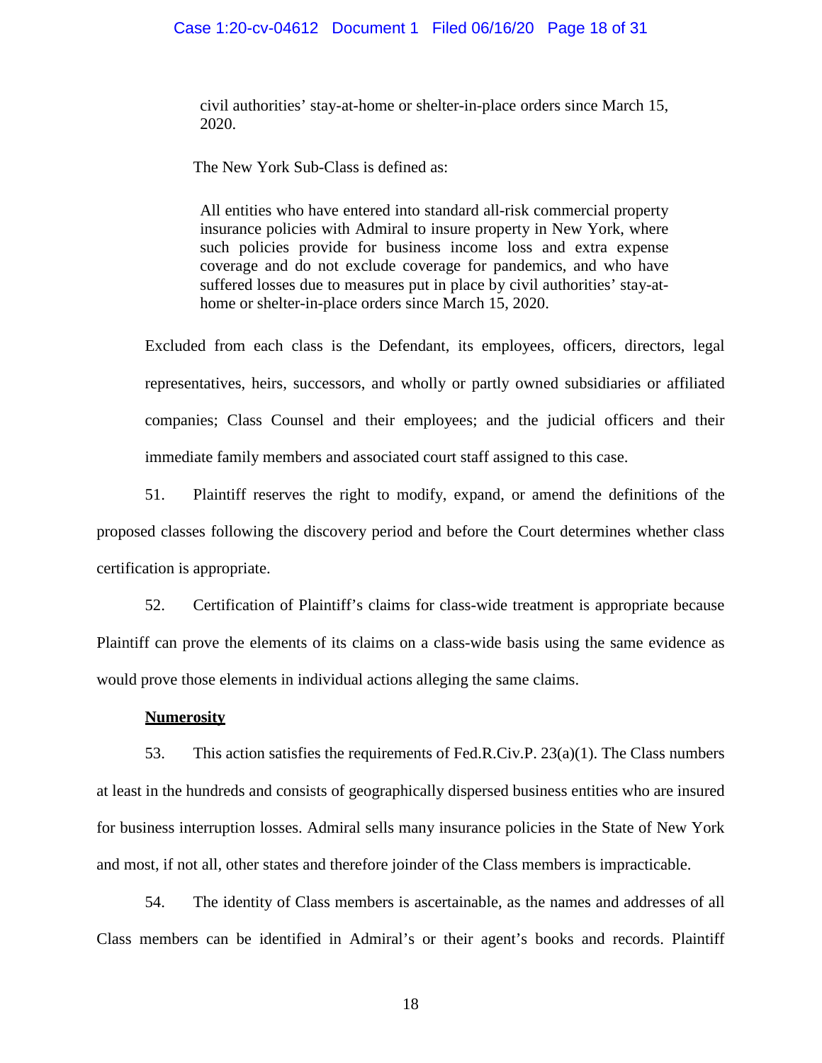> civil authorities' stay-at-home or shelter-in-place orders since March 15, 2020.

The New York Sub-Class is defined as:

> All entities who have entered into standard all-risk commercial property insurance policies with Admiral to insure property in New York, where such policies provide for business income loss and extra expense coverage and do not exclude coverage for pandemics, and who have suffered losses due to measures put in place by civil authorities' stay-at-home or shelter-in-place orders since March 15, 2020.

Excluded from each class is the Defendant, its employees, officers, directors, legal representatives, heirs, successors, and wholly or partly owned subsidiaries or affiliated companies; Class Counsel and their employees; and the judicial officers and their immediate family members and associated court staff assigned to this case.

51. Plaintiff reserves the right to modify, expand, or amend the definitions of the proposed classes following the discovery period and before the Court determines whether class certification is appropriate.

52. Certification of Plaintiff's claims for class-wide treatment is appropriate because Plaintiff can prove the elements of its claims on a class-wide basis using the same evidence as would prove those elements in individual actions alleging the same claims.

**Numerosity**

53. This action satisfies the requirements of Fed.R.Civ.P. 23(a)(1). The Class numbers at least in the hundreds and consists of geographically dispersed business entities who are insured for business interruption losses. Admiral sells many insurance policies in the State of New York and most, if not all, other states and therefore joinder of the Class members is impracticable.

54. The identity of Class members is ascertainable, as the names and addresses of all Class members can be identified in Admiral's or their agent's books and records. Plaintiff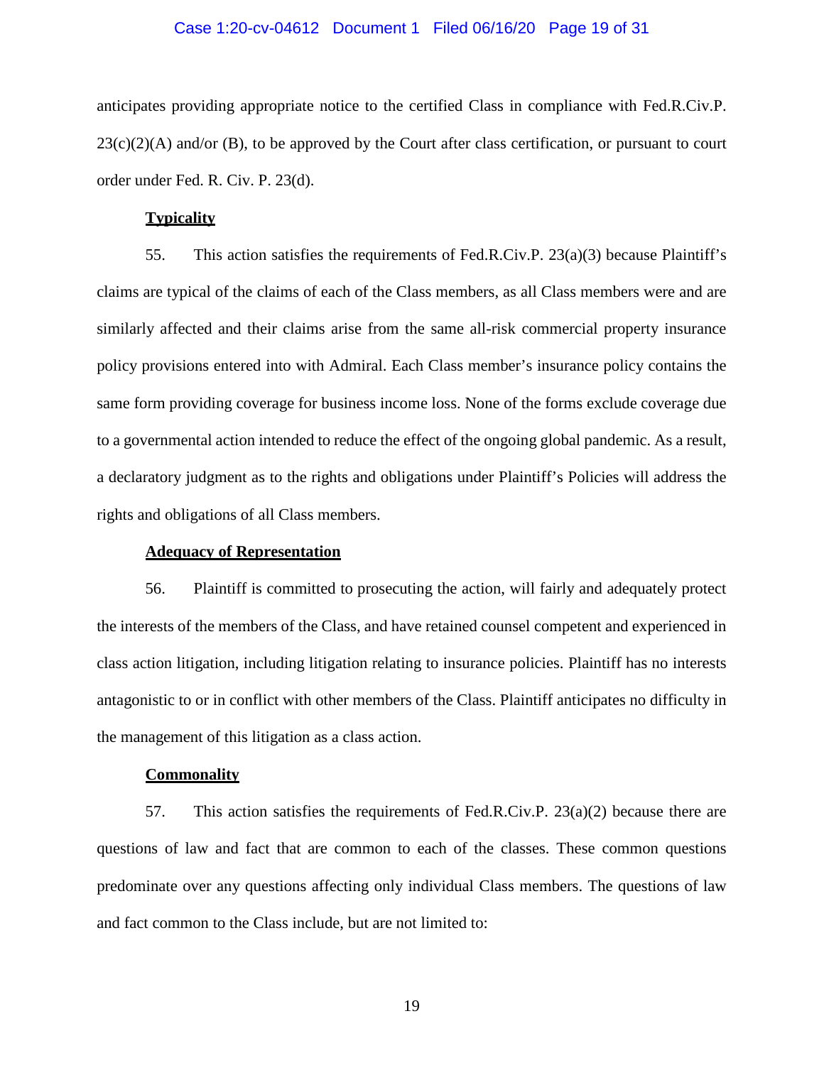anticipates providing appropriate notice to the certified Class in compliance with Fed.R.Civ.P. 23(c)(2)(A) and/or (B), to be approved by the Court after class certification, or pursuant to court order under Fed. R. Civ. P. 23(d).

**Typicality**

55. This action satisfies the requirements of Fed.R.Civ.P. 23(a)(3) because Plaintiff's claims are typical of the claims of each of the Class members, as all Class members were and are similarly affected and their claims arise from the same all-risk commercial property insurance policy provisions entered into with Admiral. Each Class member's insurance policy contains the same form providing coverage for business income loss. None of the forms exclude coverage due to a governmental action intended to reduce the effect of the ongoing global pandemic. As a result, a declaratory judgment as to the rights and obligations under Plaintiff's Policies will address the rights and obligations of all Class members.

**Adequacy of Representation**

56. Plaintiff is committed to prosecuting the action, will fairly and adequately protect the interests of the members of the Class, and have retained counsel competent and experienced in class action litigation, including litigation relating to insurance policies. Plaintiff has no interests antagonistic to or in conflict with other members of the Class. Plaintiff anticipates no difficulty in the management of this litigation as a class action.

**Commonality**

57. This action satisfies the requirements of Fed.R.Civ.P. 23(a)(2) because there are questions of law and fact that are common to each of the classes. These common questions predominate over any questions affecting only individual Class members. The questions of law and fact common to the Class include, but are not limited to: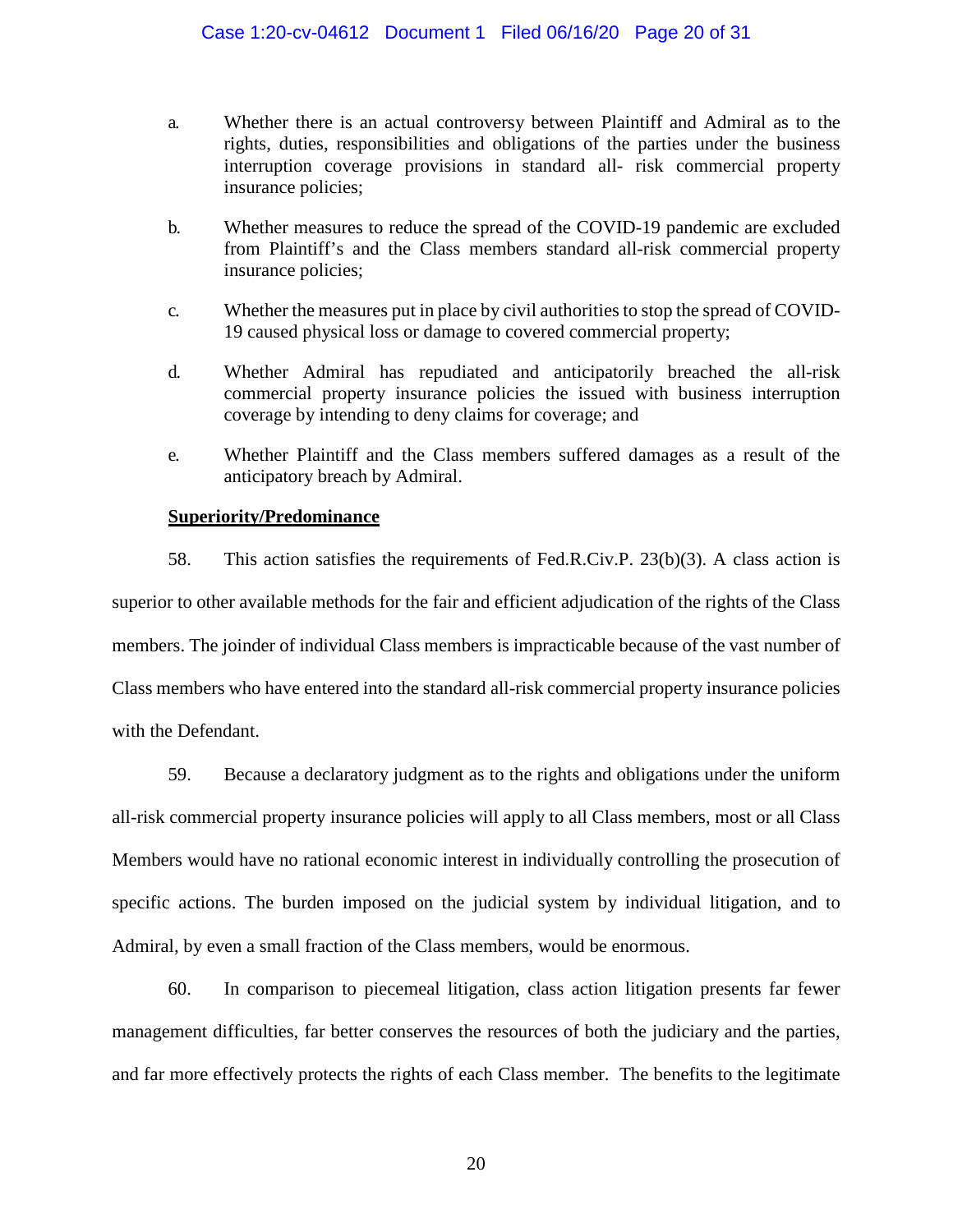a. Whether there is an actual controversy between Plaintiff and Admiral as to the rights, duties, responsibilities and obligations of the parties under the business interruption coverage provisions in standard all- risk commercial property insurance policies;

b. Whether measures to reduce the spread of the COVID-19 pandemic are excluded from Plaintiff's and the Class members standard all-risk commercial property insurance policies;

c. Whether the measures put in place by civil authorities to stop the spread of COVID-19 caused physical loss or damage to covered commercial property;

d. Whether Admiral has repudiated and anticipatorily breached the all-risk commercial property insurance policies the issued with business interruption coverage by intending to deny claims for coverage; and

e. Whether Plaintiff and the Class members suffered damages as a result of the anticipatory breach by Admiral.

**Superiority/Predominance**

58. This action satisfies the requirements of Fed.R.Civ.P. 23(b)(3). A class action is superior to other available methods for the fair and efficient adjudication of the rights of the Class members. The joinder of individual Class members is impracticable because of the vast number of Class members who have entered into the standard all-risk commercial property insurance policies with the Defendant.

59. Because a declaratory judgment as to the rights and obligations under the uniform all-risk commercial property insurance policies will apply to all Class members, most or all Class Members would have no rational economic interest in individually controlling the prosecution of specific actions. The burden imposed on the judicial system by individual litigation, and to Admiral, by even a small fraction of the Class members, would be enormous.

60. In comparison to piecemeal litigation, class action litigation presents far fewer management difficulties, far better conserves the resources of both the judiciary and the parties, and far more effectively protects the rights of each Class member. The benefits to the legitimate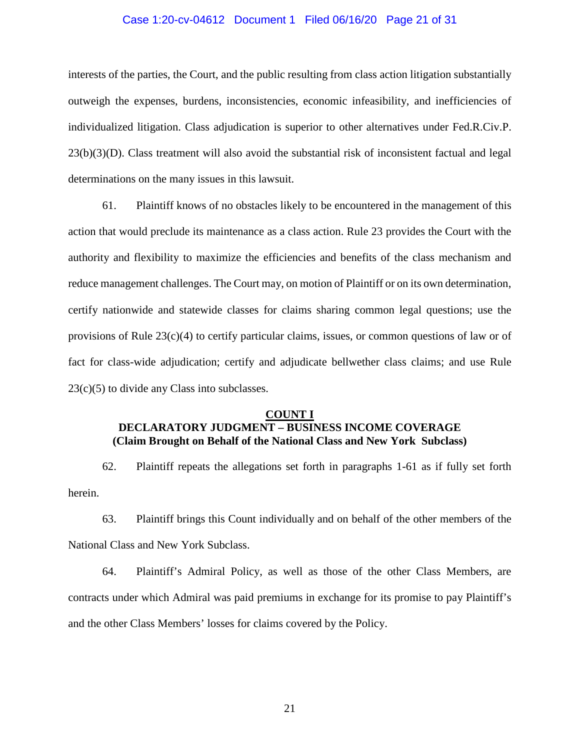interests of the parties, the Court, and the public resulting from class action litigation substantially outweigh the expenses, burdens, inconsistencies, economic infeasibility, and inefficiencies of individualized litigation. Class adjudication is superior to other alternatives under Fed.R.Civ.P. 23(b)(3)(D). Class treatment will also avoid the substantial risk of inconsistent factual and legal determinations on the many issues in this lawsuit.

61. Plaintiff knows of no obstacles likely to be encountered in the management of this action that would preclude its maintenance as a class action. Rule 23 provides the Court with the authority and flexibility to maximize the efficiencies and benefits of the class mechanism and reduce management challenges. The Court may, on motion of Plaintiff or on its own determination, certify nationwide and statewide classes for claims sharing common legal questions; use the provisions of Rule 23(c)(4) to certify particular claims, issues, or common questions of law or of fact for class-wide adjudication; certify and adjudicate bellwether class claims; and use Rule 23(c)(5) to divide any Class into subclasses.

## COUNT I
## DECLARATORY JUDGMENT – BUSINESS INCOME COVERAGE
**(Claim Brought on Behalf of the National Class and New York Subclass)**

62. Plaintiff repeats the allegations set forth in paragraphs 1-61 as if fully set forth herein.

63. Plaintiff brings this Count individually and on behalf of the other members of the National Class and New York Subclass.

64. Plaintiff's Admiral Policy, as well as those of the other Class Members, are contracts under which Admiral was paid premiums in exchange for its promise to pay Plaintiff's and the other Class Members' losses for claims covered by the Policy.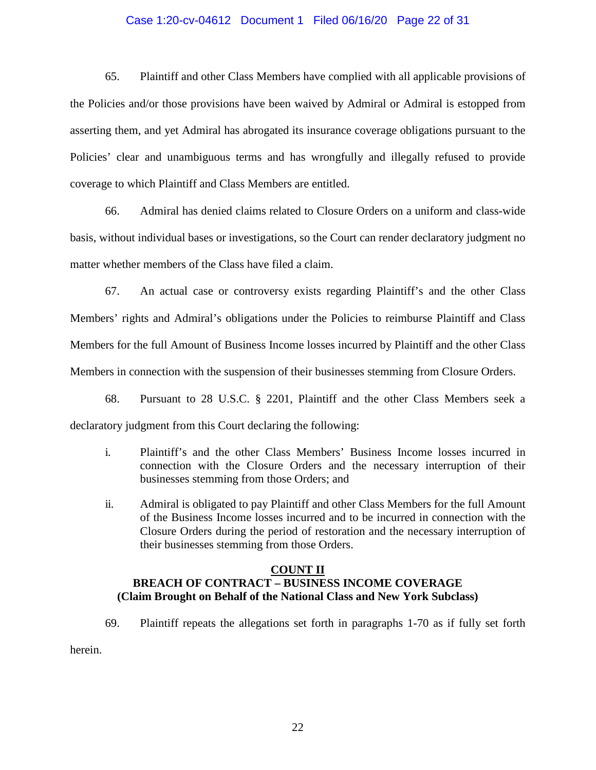65. Plaintiff and other Class Members have complied with all applicable provisions of the Policies and/or those provisions have been waived by Admiral or Admiral is estopped from asserting them, and yet Admiral has abrogated its insurance coverage obligations pursuant to the Policies' clear and unambiguous terms and has wrongfully and illegally refused to provide coverage to which Plaintiff and Class Members are entitled.

66. Admiral has denied claims related to Closure Orders on a uniform and class-wide basis, without individual bases or investigations, so the Court can render declaratory judgment no matter whether members of the Class have filed a claim.

67. An actual case or controversy exists regarding Plaintiff's and the other Class Members' rights and Admiral's obligations under the Policies to reimburse Plaintiff and Class Members for the full Amount of Business Income losses incurred by Plaintiff and the other Class Members in connection with the suspension of their businesses stemming from Closure Orders.

68. Pursuant to 28 U.S.C. § 2201, Plaintiff and the other Class Members seek a declaratory judgment from this Court declaring the following:

i. Plaintiff's and the other Class Members' Business Income losses incurred in connection with the Closure Orders and the necessary interruption of their businesses stemming from those Orders; and

ii. Admiral is obligated to pay Plaintiff and other Class Members for the full Amount of the Business Income losses incurred and to be incurred in connection with the Closure Orders during the period of restoration and the necessary interruption of their businesses stemming from those Orders.

**COUNT II**
**BREACH OF CONTRACT – BUSINESS INCOME COVERAGE**
**(Claim Brought on Behalf of the National Class and New York Subclass)**

69. Plaintiff repeats the allegations set forth in paragraphs 1-70 as if fully set forth herein.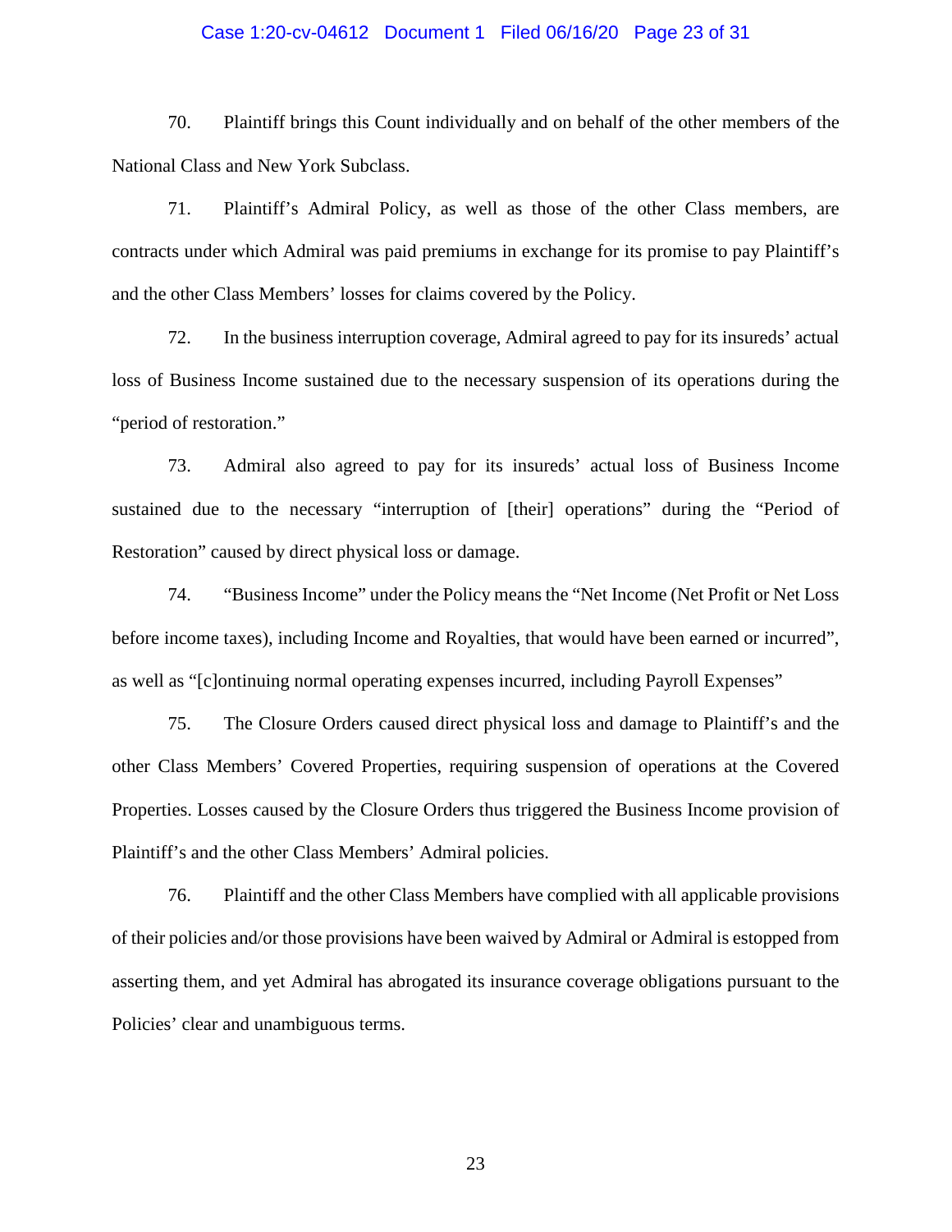70. Plaintiff brings this Count individually and on behalf of the other members of the National Class and New York Subclass.

71. Plaintiff's Admiral Policy, as well as those of the other Class members, are contracts under which Admiral was paid premiums in exchange for its promise to pay Plaintiff's and the other Class Members' losses for claims covered by the Policy.

72. In the business interruption coverage, Admiral agreed to pay for its insureds' actual loss of Business Income sustained due to the necessary suspension of its operations during the "period of restoration."

73. Admiral also agreed to pay for its insureds' actual loss of Business Income sustained due to the necessary "interruption of [their] operations" during the "Period of Restoration" caused by direct physical loss or damage.

74. "Business Income" under the Policy means the "Net Income (Net Profit or Net Loss before income taxes), including Income and Royalties, that would have been earned or incurred", as well as "[c]ontinuing normal operating expenses incurred, including Payroll Expenses"

75. The Closure Orders caused direct physical loss and damage to Plaintiff's and the other Class Members' Covered Properties, requiring suspension of operations at the Covered Properties. Losses caused by the Closure Orders thus triggered the Business Income provision of Plaintiff's and the other Class Members' Admiral policies.

76. Plaintiff and the other Class Members have complied with all applicable provisions of their policies and/or those provisions have been waived by Admiral or Admiral is estopped from asserting them, and yet Admiral has abrogated its insurance coverage obligations pursuant to the Policies' clear and unambiguous terms.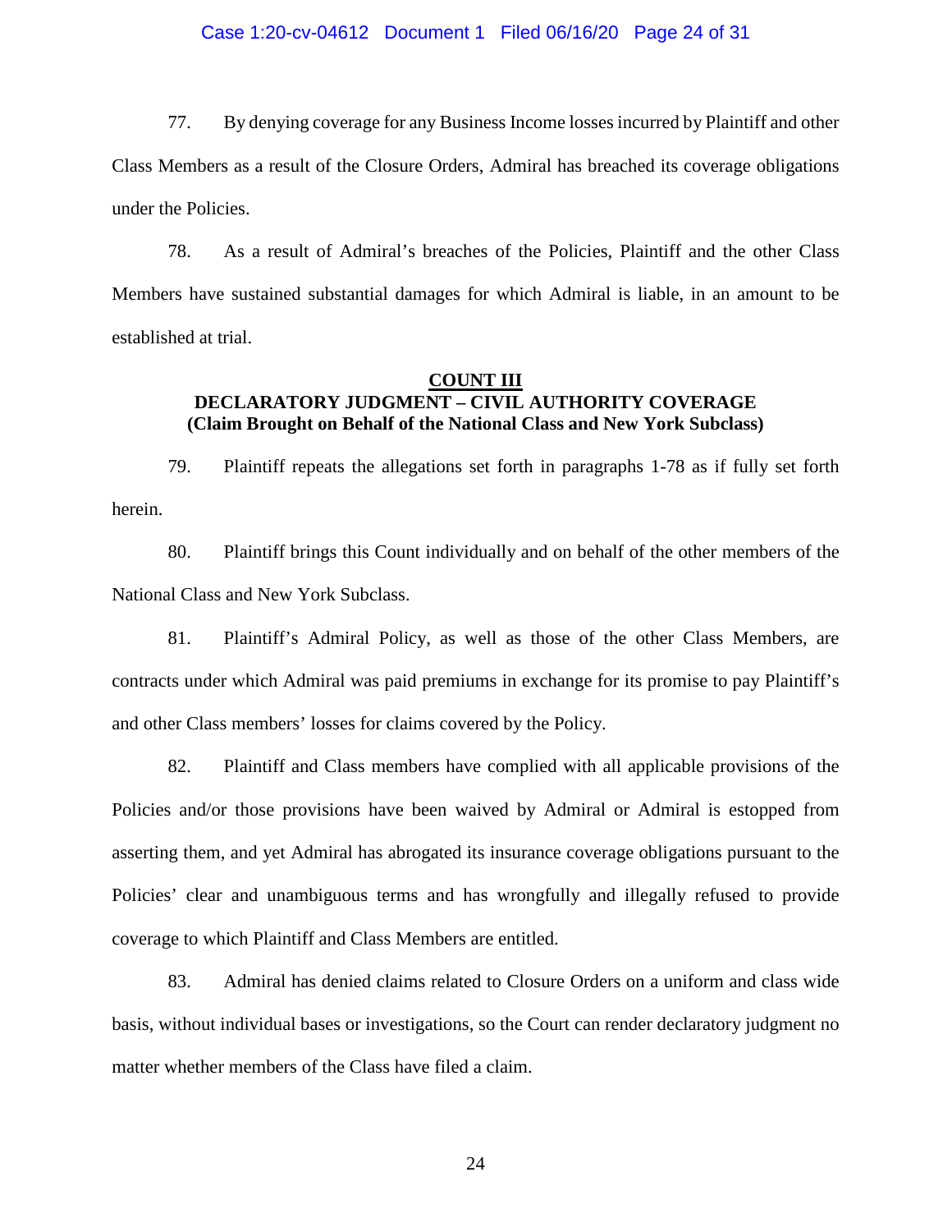77. By denying coverage for any Business Income losses incurred by Plaintiff and other Class Members as a result of the Closure Orders, Admiral has breached its coverage obligations under the Policies.

78. As a result of Admiral's breaches of the Policies, Plaintiff and the other Class Members have sustained substantial damages for which Admiral is liable, in an amount to be established at trial.

**COUNT III**
**DECLARATORY JUDGMENT – CIVIL AUTHORITY COVERAGE**
**(Claim Brought on Behalf of the National Class and New York Subclass)**

79. Plaintiff repeats the allegations set forth in paragraphs 1-78 as if fully set forth herein.

80. Plaintiff brings this Count individually and on behalf of the other members of the National Class and New York Subclass.

81. Plaintiff's Admiral Policy, as well as those of the other Class Members, are contracts under which Admiral was paid premiums in exchange for its promise to pay Plaintiff's and other Class members' losses for claims covered by the Policy.

82. Plaintiff and Class members have complied with all applicable provisions of the Policies and/or those provisions have been waived by Admiral or Admiral is estopped from asserting them, and yet Admiral has abrogated its insurance coverage obligations pursuant to the Policies' clear and unambiguous terms and has wrongfully and illegally refused to provide coverage to which Plaintiff and Class Members are entitled.

83. Admiral has denied claims related to Closure Orders on a uniform and class wide basis, without individual bases or investigations, so the Court can render declaratory judgment no matter whether members of the Class have filed a claim.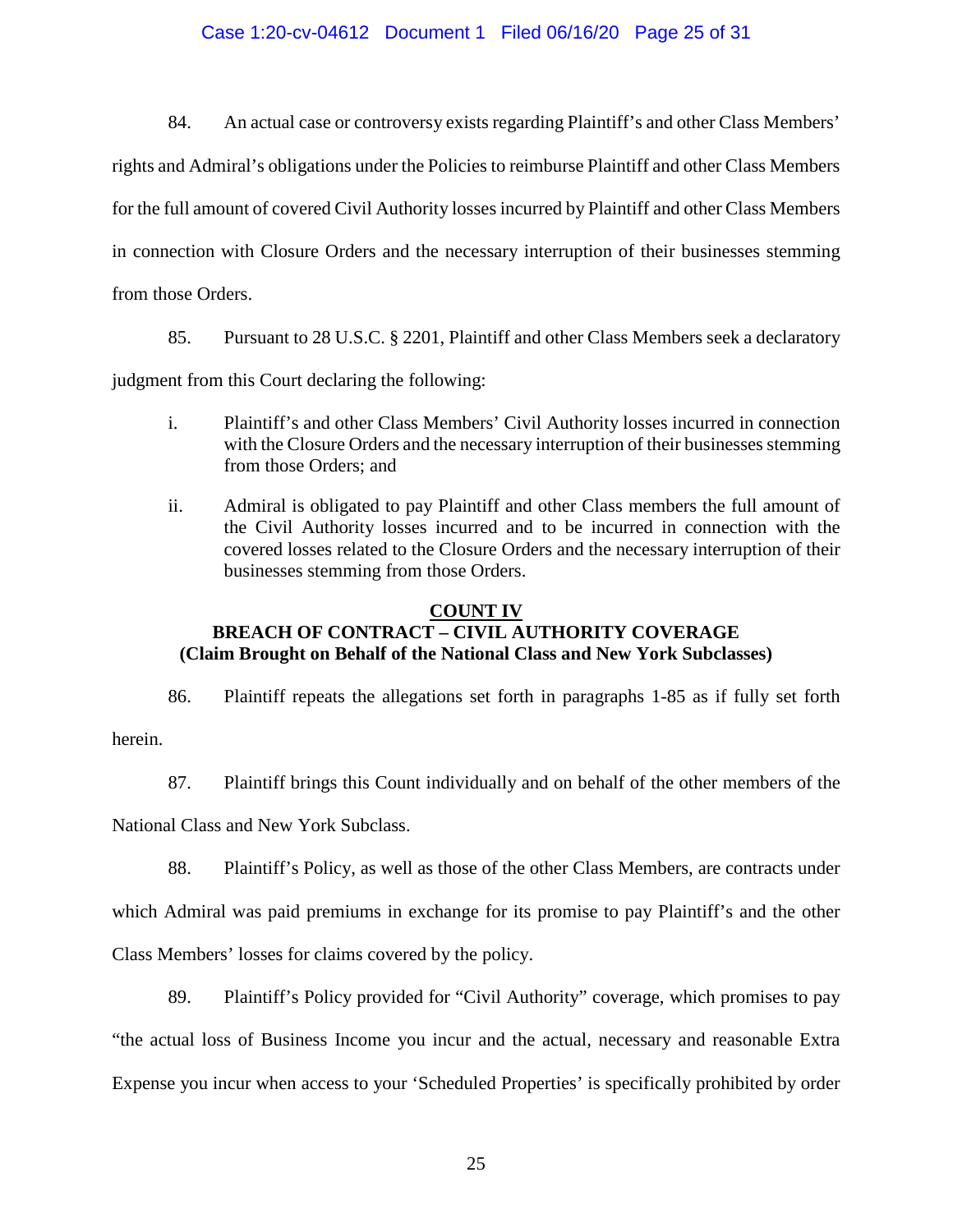84. An actual case or controversy exists regarding Plaintiff's and other Class Members' rights and Admiral's obligations under the Policies to reimburse Plaintiff and other Class Members for the full amount of covered Civil Authority losses incurred by Plaintiff and other Class Members in connection with Closure Orders and the necessary interruption of their businesses stemming from those Orders.

85. Pursuant to 28 U.S.C. § 2201, Plaintiff and other Class Members seek a declaratory judgment from this Court declaring the following:

> i. Plaintiff's and other Class Members' Civil Authority losses incurred in connection with the Closure Orders and the necessary interruption of their businesses stemming from those Orders; and
>
> ii. Admiral is obligated to pay Plaintiff and other Class members the full amount of the Civil Authority losses incurred and to be incurred in connection with the covered losses related to the Closure Orders and the necessary interruption of their businesses stemming from those Orders.

## COUNT IV
## BREACH OF CONTRACT – CIVIL AUTHORITY COVERAGE
### (Claim Brought on Behalf of the National Class and New York Subclasses)

86. Plaintiff repeats the allegations set forth in paragraphs 1-85 as if fully set forth herein.

87. Plaintiff brings this Count individually and on behalf of the other members of the National Class and New York Subclass.

88. Plaintiff's Policy, as well as those of the other Class Members, are contracts under which Admiral was paid premiums in exchange for its promise to pay Plaintiff's and the other Class Members' losses for claims covered by the policy.

89. Plaintiff's Policy provided for "Civil Authority" coverage, which promises to pay "the actual loss of Business Income you incur and the actual, necessary and reasonable Extra Expense you incur when access to your 'Scheduled Properties' is specifically prohibited by order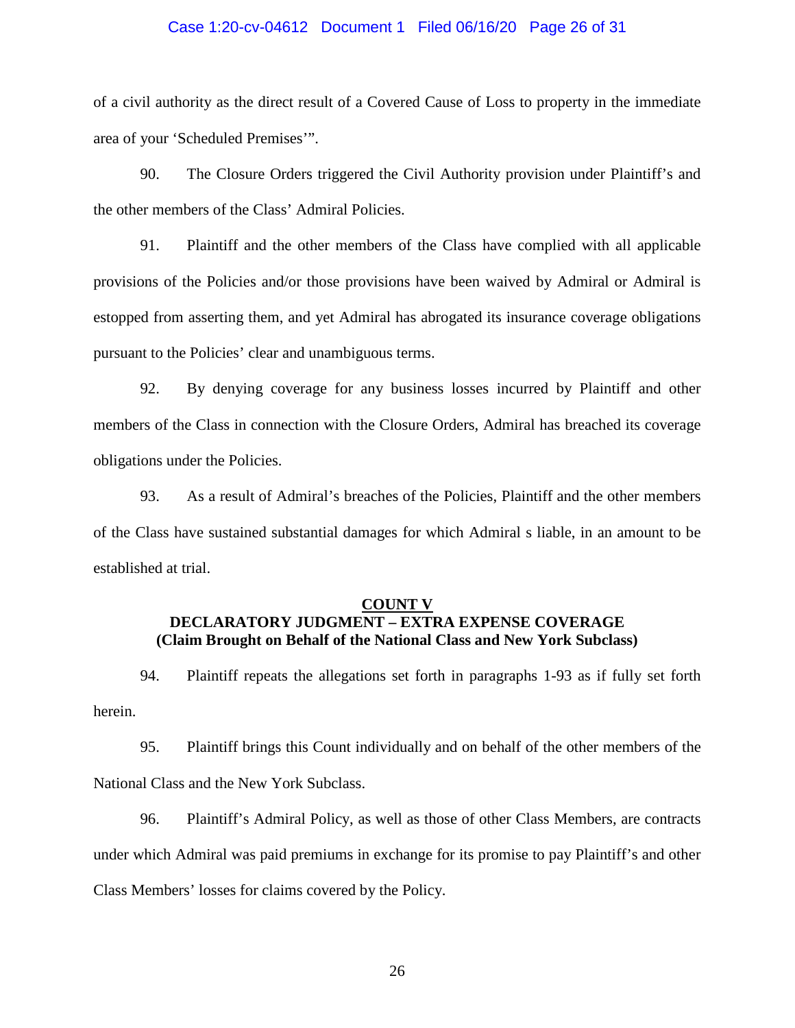of a civil authority as the direct result of a Covered Cause of Loss to property in the immediate area of your 'Scheduled Premises'".

90. The Closure Orders triggered the Civil Authority provision under Plaintiff's and the other members of the Class' Admiral Policies.

91. Plaintiff and the other members of the Class have complied with all applicable provisions of the Policies and/or those provisions have been waived by Admiral or Admiral is estopped from asserting them, and yet Admiral has abrogated its insurance coverage obligations pursuant to the Policies' clear and unambiguous terms.

92. By denying coverage for any business losses incurred by Plaintiff and other members of the Class in connection with the Closure Orders, Admiral has breached its coverage obligations under the Policies.

93. As a result of Admiral's breaches of the Policies, Plaintiff and the other members of the Class have sustained substantial damages for which Admiral s liable, in an amount to be established at trial.

**COUNT V**
**DECLARATORY JUDGMENT – EXTRA EXPENSE COVERAGE**
**(Claim Brought on Behalf of the National Class and New York Subclass)**

94. Plaintiff repeats the allegations set forth in paragraphs 1-93 as if fully set forth herein.

95. Plaintiff brings this Count individually and on behalf of the other members of the National Class and the New York Subclass.

96. Plaintiff's Admiral Policy, as well as those of other Class Members, are contracts under which Admiral was paid premiums in exchange for its promise to pay Plaintiff's and other Class Members' losses for claims covered by the Policy.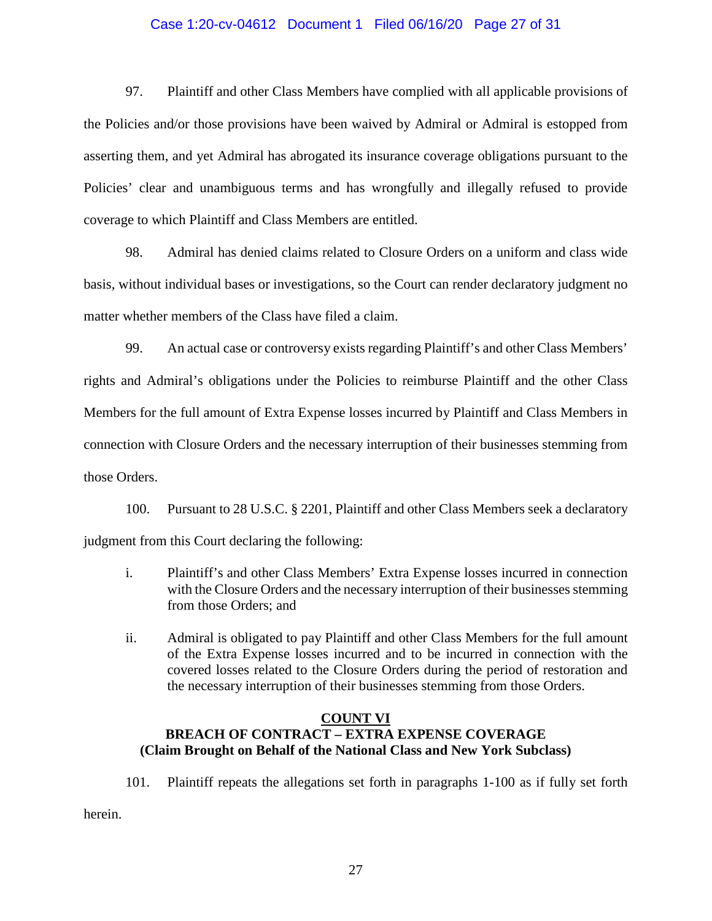97. Plaintiff and other Class Members have complied with all applicable provisions of the Policies and/or those provisions have been waived by Admiral or Admiral is estopped from asserting them, and yet Admiral has abrogated its insurance coverage obligations pursuant to the Policies' clear and unambiguous terms and has wrongfully and illegally refused to provide coverage to which Plaintiff and Class Members are entitled.

98. Admiral has denied claims related to Closure Orders on a uniform and class wide basis, without individual bases or investigations, so the Court can render declaratory judgment no matter whether members of the Class have filed a claim.

99. An actual case or controversy exists regarding Plaintiff's and other Class Members' rights and Admiral's obligations under the Policies to reimburse Plaintiff and the other Class Members for the full amount of Extra Expense losses incurred by Plaintiff and Class Members in connection with Closure Orders and the necessary interruption of their businesses stemming from those Orders.

100. Pursuant to 28 U.S.C. § 2201, Plaintiff and other Class Members seek a declaratory judgment from this Court declaring the following:

i. Plaintiff's and other Class Members' Extra Expense losses incurred in connection with the Closure Orders and the necessary interruption of their businesses stemming from those Orders; and

ii. Admiral is obligated to pay Plaintiff and other Class Members for the full amount of the Extra Expense losses incurred and to be incurred in connection with the covered losses related to the Closure Orders during the period of restoration and the necessary interruption of their businesses stemming from those Orders.

**COUNT VI**
**BREACH OF CONTRACT – EXTRA EXPENSE COVERAGE**
**(Claim Brought on Behalf of the National Class and New York Subclass)**

101. Plaintiff repeats the allegations set forth in paragraphs 1-100 as if fully set forth herein.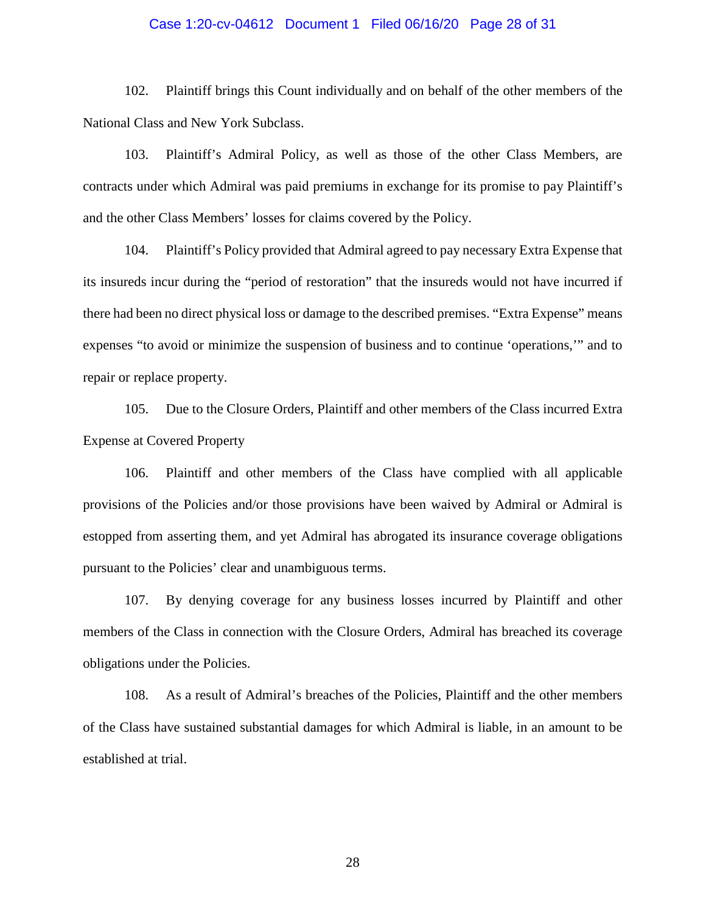102. Plaintiff brings this Count individually and on behalf of the other members of the National Class and New York Subclass.

103. Plaintiff's Admiral Policy, as well as those of the other Class Members, are contracts under which Admiral was paid premiums in exchange for its promise to pay Plaintiff's and the other Class Members' losses for claims covered by the Policy.

104. Plaintiff's Policy provided that Admiral agreed to pay necessary Extra Expense that its insureds incur during the "period of restoration" that the insureds would not have incurred if there had been no direct physical loss or damage to the described premises. "Extra Expense" means expenses "to avoid or minimize the suspension of business and to continue 'operations,'" and to repair or replace property.

105. Due to the Closure Orders, Plaintiff and other members of the Class incurred Extra Expense at Covered Property

106. Plaintiff and other members of the Class have complied with all applicable provisions of the Policies and/or those provisions have been waived by Admiral or Admiral is estopped from asserting them, and yet Admiral has abrogated its insurance coverage obligations pursuant to the Policies' clear and unambiguous terms.

107. By denying coverage for any business losses incurred by Plaintiff and other members of the Class in connection with the Closure Orders, Admiral has breached its coverage obligations under the Policies.

108. As a result of Admiral's breaches of the Policies, Plaintiff and the other members of the Class have sustained substantial damages for which Admiral is liable, in an amount to be established at trial.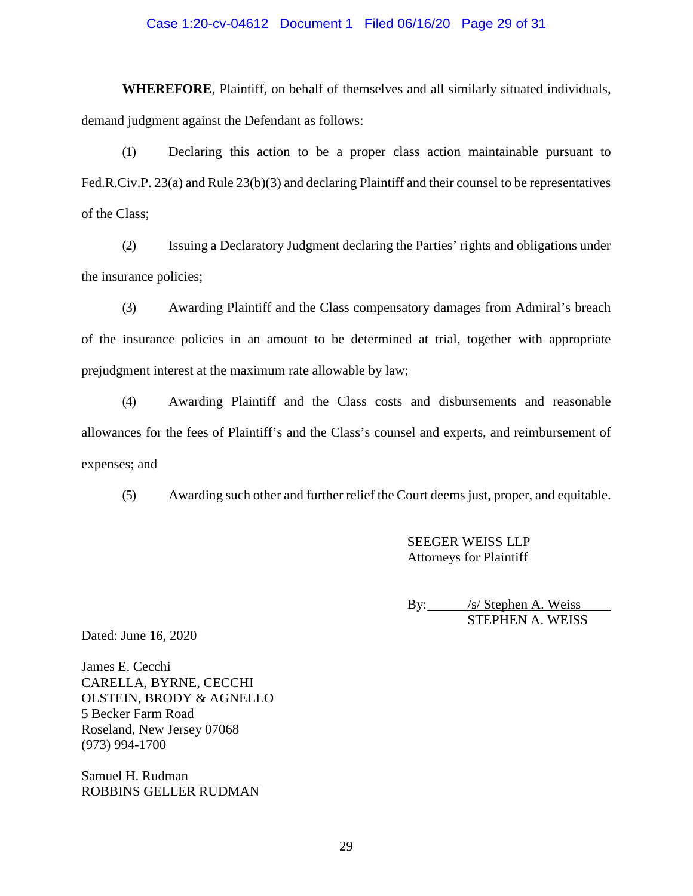**WHEREFORE**, Plaintiff, on behalf of themselves and all similarly situated individuals, demand judgment against the Defendant as follows:

(1) Declaring this action to be a proper class action maintainable pursuant to Fed.R.Civ.P. 23(a) and Rule 23(b)(3) and declaring Plaintiff and their counsel to be representatives of the Class;

(2) Issuing a Declaratory Judgment declaring the Parties' rights and obligations under the insurance policies;

(3) Awarding Plaintiff and the Class compensatory damages from Admiral's breach of the insurance policies in an amount to be determined at trial, together with appropriate prejudgment interest at the maximum rate allowable by law;

(4) Awarding Plaintiff and the Class costs and disbursements and reasonable allowances for the fees of Plaintiff's and the Class's counsel and experts, and reimbursement of expenses; and

(5) Awarding such other and further relief the Court deems just, proper, and equitable.

SEEGER WEISS LLP
Attorneys for Plaintiff

By: /s/ Stephen A. Weiss
STEPHEN A. WEISS

Dated: June 16, 2020

James E. Cecchi
CARELLA, BYRNE, CECCHI
OLSTEIN, BRODY & AGNELLO
5 Becker Farm Road
Roseland, New Jersey 07068
(973) 994-1700

Samuel H. Rudman
ROBBINS GELLER RUDMAN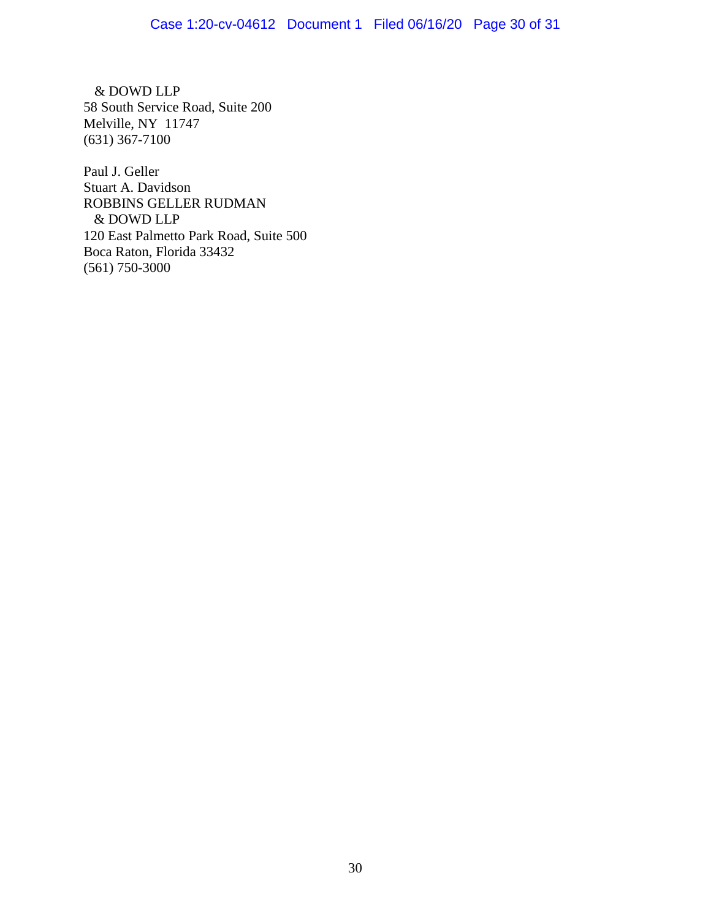& DOWD LLP
58 South Service Road, Suite 200
Melville, NY  11747
(631) 367-7100

Paul J. Geller
Stuart A. Davidson
ROBBINS GELLER RUDMAN
& DOWD LLP
120 East Palmetto Park Road, Suite 500
Boca Raton, Florida 33432
(561) 750-3000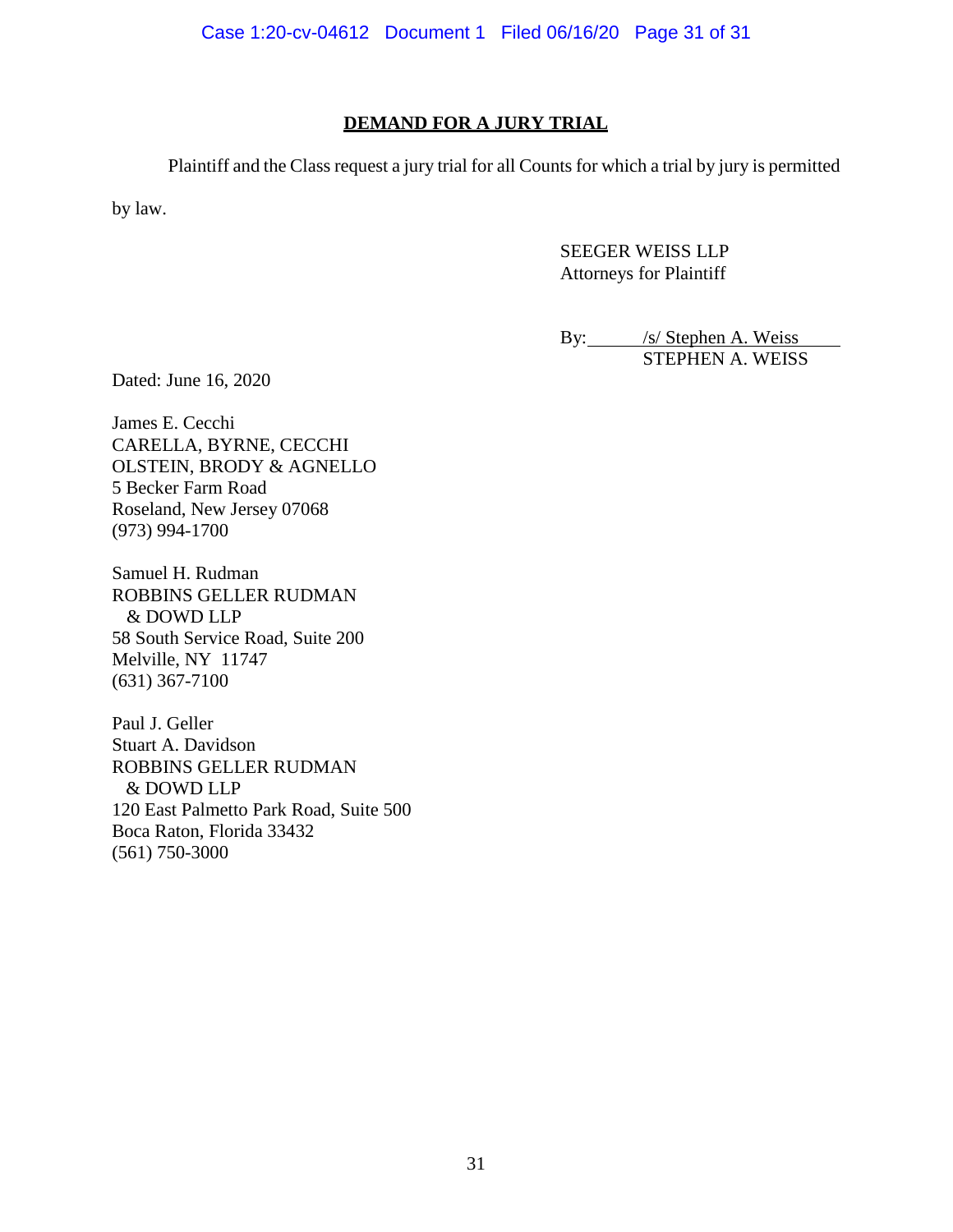## DEMAND FOR A JURY TRIAL

Plaintiff and the Class request a jury trial for all Counts for which a trial by jury is permitted by law.

SEEGER WEISS LLP
Attorneys for Plaintiff

By: /s/ Stephen A. Weiss
STEPHEN A. WEISS

Dated: June 16, 2020

James E. Cecchi
CARELLA, BYRNE, CECCHI
OLSTEIN, BRODY & AGNELLO
5 Becker Farm Road
Roseland, New Jersey 07068
(973) 994-1700

Samuel H. Rudman
ROBBINS GELLER RUDMAN
& DOWD LLP
58 South Service Road, Suite 200
Melville, NY 11747
(631) 367-7100

Paul J. Geller
Stuart A. Davidson
ROBBINS GELLER RUDMAN
& DOWD LLP
120 East Palmetto Park Road, Suite 500
Boca Raton, Florida 33432
(561) 750-3000